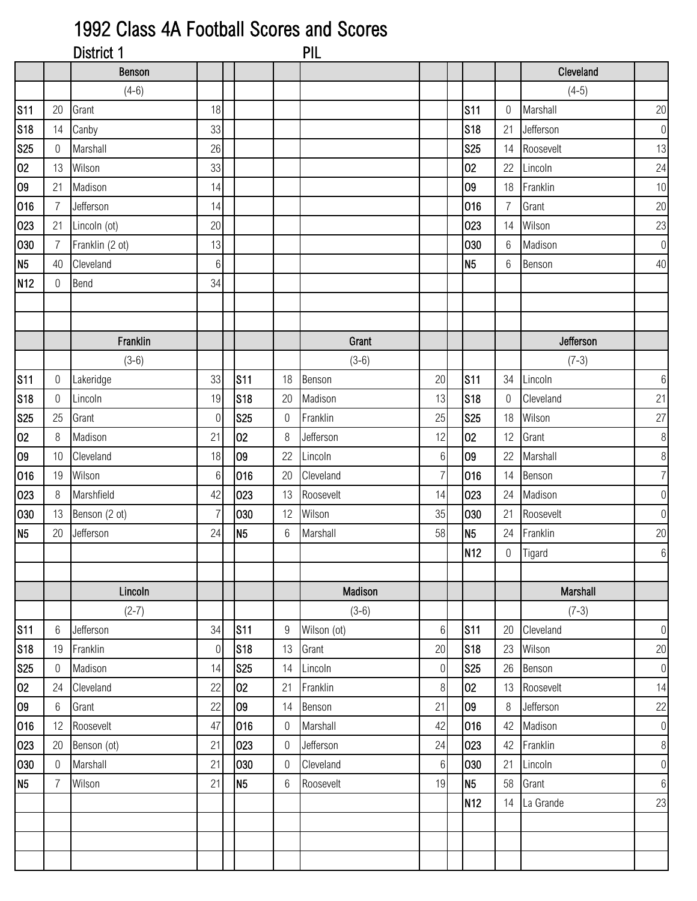# 1992 Class 4A Football Scores and Scores

District 1 — PIL

### Benson (4-6)

| Date | Score | Opponent | Opp Score |
|---|---|---|---|
| S11 | 20 | Grant | 18 |
| S18 | 14 | Canby | 33 |
| S25 | 0 | Marshall | 26 |
| O2 | 13 | Wilson | 33 |
| O9 | 21 | Madison | 14 |
| O16 | 7 | Jefferson | 14 |
| O23 | 21 | Lincoln (ot) | 20 |
| O30 | 7 | Franklin (2 ot) | 13 |
| N5 | 40 | Cleveland | 6 |
| N12 | 0 | Bend | 34 |

### Cleveland (4-5)

| Date | Score | Opponent | Opp Score |
|---|---|---|---|
| S11 | 0 | Marshall | 20 |
| S18 | 21 | Jefferson | 0 |
| S25 | 14 | Roosevelt | 13 |
| O2 | 22 | Lincoln | 24 |
| O9 | 18 | Franklin | 10 |
| O16 | 7 | Grant | 20 |
| O23 | 14 | Wilson | 23 |
| O30 | 6 | Madison | 0 |
| N5 | 6 | Benson | 40 |

### Franklin (3-6)

| Date | Score | Opponent | Opp Score |
|---|---|---|---|
| S11 | 0 | Lakeridge | 33 |
| S18 | 0 | Lincoln | 19 |
| S25 | 25 | Grant | 0 |
| O2 | 8 | Madison | 21 |
| O9 | 10 | Cleveland | 18 |
| O16 | 19 | Wilson | 6 |
| O23 | 8 | Marshfield | 42 |
| O30 | 13 | Benson (2 ot) | 7 |
| N5 | 20 | Jefferson | 24 |

### Grant (3-6)

| Date | Score | Opponent | Opp Score |
|---|---|---|---|
| S11 | 18 | Benson | 20 |
| S18 | 20 | Madison | 13 |
| S25 | 0 | Franklin | 25 |
| O2 | 8 | Jefferson | 12 |
| O9 | 22 | Lincoln | 6 |
| O16 | 20 | Cleveland | 7 |
| O23 | 13 | Roosevelt | 14 |
| O30 | 12 | Wilson | 35 |
| N5 | 6 | Marshall | 58 |

### Jefferson (7-3)

| Date | Score | Opponent | Opp Score |
|---|---|---|---|
| S11 | 34 | Lincoln | 6 |
| S18 | 0 | Cleveland | 21 |
| S25 | 18 | Wilson | 27 |
| O2 | 12 | Grant | 8 |
| O9 | 22 | Marshall | 8 |
| O16 | 14 | Benson | 7 |
| O23 | 24 | Madison | 0 |
| O30 | 21 | Roosevelt | 0 |
| N5 | 24 | Franklin | 20 |
| N12 | 0 | Tigard | 6 |

### Lincoln (2-7)

| Date | Score | Opponent | Opp Score |
|---|---|---|---|
| S11 | 6 | Jefferson | 34 |
| S18 | 19 | Franklin | 0 |
| S25 | 0 | Madison | 14 |
| O2 | 24 | Cleveland | 22 |
| O9 | 6 | Grant | 22 |
| O16 | 12 | Roosevelt | 47 |
| O23 | 20 | Benson (ot) | 21 |
| O30 | 0 | Marshall | 21 |
| N5 | 7 | Wilson | 21 |

### Madison (3-6)

| Date | Score | Opponent | Opp Score |
|---|---|---|---|
| S11 | 9 | Wilson (ot) | 6 |
| S18 | 13 | Grant | 20 |
| S25 | 14 | Lincoln | 0 |
| O2 | 21 | Franklin | 8 |
| O9 | 14 | Benson | 21 |
| O16 | 0 | Marshall | 42 |
| O23 | 0 | Jefferson | 24 |
| O30 | 0 | Cleveland | 6 |
| N5 | 6 | Roosevelt | 19 |

### Marshall (7-3)

| Date | Score | Opponent | Opp Score |
|---|---|---|---|
| S11 | 20 | Cleveland | 0 |
| S18 | 23 | Wilson | 20 |
| S25 | 26 | Benson | 0 |
| O2 | 13 | Roosevelt | 14 |
| O9 | 8 | Jefferson | 22 |
| O16 | 42 | Madison | 0 |
| O23 | 42 | Franklin | 8 |
| O30 | 21 | Lincoln | 0 |
| N5 | 58 | Grant | 6 |
| N12 | 14 | La Grande | 23 |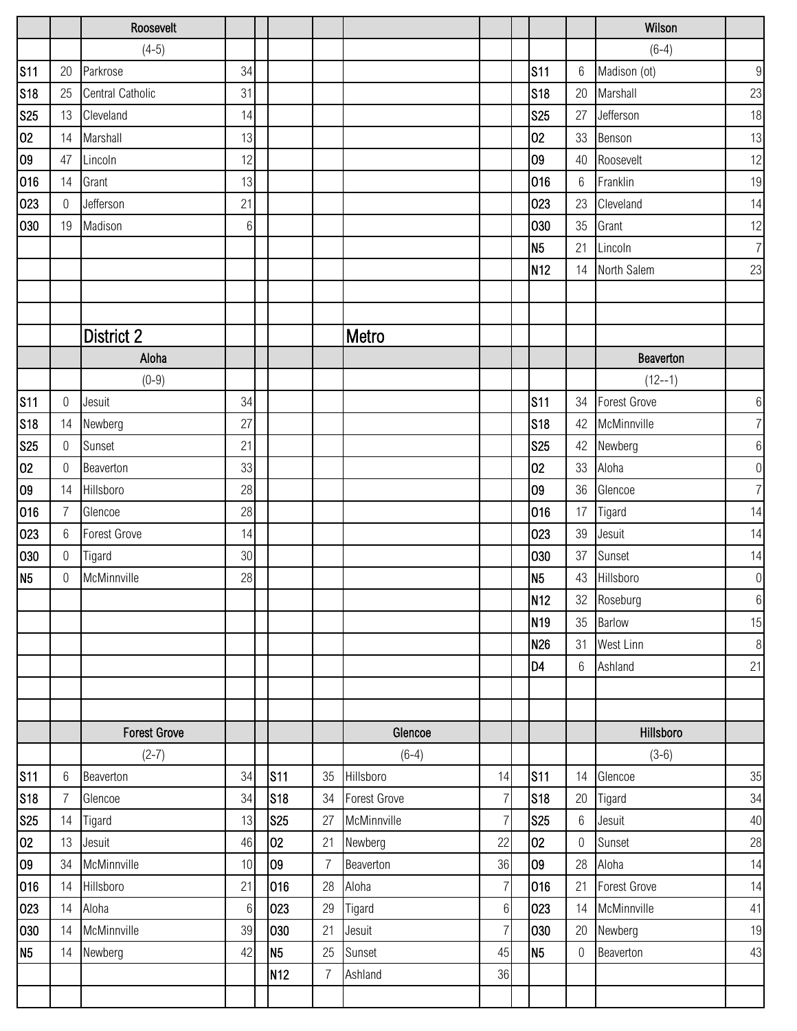| | | Roosevelt | | | | | | | | | Wilson | |
|---|---|---|---|---|---|---|---|---|---|---|---|---|
| | | (4-5) | | | | | | | | | (6-4) | |
| S11 | 20 | Parkrose | 34 | | | | | | | S11 | 6 | Madison (ot) | 9 |
| S18 | 25 | Central Catholic | 31 | | | | | | | S18 | 20 | Marshall | 23 |
| S25 | 13 | Cleveland | 14 | | | | | | | S25 | 27 | Jefferson | 18 |
| O2 | 14 | Marshall | 13 | | | | | | | O2 | 33 | Benson | 13 |
| O9 | 47 | Lincoln | 12 | | | | | | | O9 | 40 | Roosevelt | 12 |
| O16 | 14 | Grant | 13 | | | | | | | O16 | 6 | Franklin | 19 |
| O23 | 0 | Jefferson | 21 | | | | | | | O23 | 23 | Cleveland | 14 |
| O30 | 19 | Madison | 6 | | | | | | | O30 | 35 | Grant | 12 |
| | | | | | | | | | | N5 | 21 | Lincoln | 7 |
| | | | | | | | | | | N12 | 14 | North Salem | 23 |

## District 2 — Metro

| | | Aloha | | | | | | | | | Beaverton | |
|---|---|---|---|---|---|---|---|---|---|---|---|---|
| | | (0-9) | | | | | | | | | (12--1) | |
| S11 | 0 | Jesuit | 34 | | | | | | | S11 | 34 | Forest Grove | 6 |
| S18 | 14 | Newberg | 27 | | | | | | | S18 | 42 | McMinnville | 7 |
| S25 | 0 | Sunset | 21 | | | | | | | S25 | 42 | Newberg | 6 |
| O2 | 0 | Beaverton | 33 | | | | | | | O2 | 33 | Aloha | 0 |
| O9 | 14 | Hillsboro | 28 | | | | | | | O9 | 36 | Glencoe | 7 |
| O16 | 7 | Glencoe | 28 | | | | | | | O16 | 17 | Tigard | 14 |
| O23 | 6 | Forest Grove | 14 | | | | | | | O23 | 39 | Jesuit | 14 |
| O30 | 0 | Tigard | 30 | | | | | | | O30 | 37 | Sunset | 14 |
| N5 | 0 | McMinnville | 28 | | | | | | | N5 | 43 | Hillsboro | 0 |
| | | | | | | | | | | N12 | 32 | Roseburg | 6 |
| | | | | | | | | | | N19 | 35 | Barlow | 15 |
| | | | | | | | | | | N26 | 31 | West Linn | 8 |
| | | | | | | | | | | D4 | 6 | Ashland | 21 |

| | | Forest Grove | | | | Glencoe | | | | Hillsboro | |
|---|---|---|---|---|---|---|---|---|---|---|---|
| | | (2-7) | | | | (6-4) | | | | (3-6) | |
| S11 | 6 | Beaverton | 34 | S11 | 35 | Hillsboro | 14 | S11 | 14 | Glencoe | 35 |
| S18 | 7 | Glencoe | 34 | S18 | 34 | Forest Grove | 7 | S18 | 20 | Tigard | 34 |
| S25 | 14 | Tigard | 13 | S25 | 27 | McMinnville | 7 | S25 | 6 | Jesuit | 40 |
| O2 | 13 | Jesuit | 46 | O2 | 21 | Newberg | 22 | O2 | 0 | Sunset | 28 |
| O9 | 34 | McMinnville | 10 | O9 | 7 | Beaverton | 36 | O9 | 28 | Aloha | 14 |
| O16 | 14 | Hillsboro | 21 | O16 | 28 | Aloha | 7 | O16 | 21 | Forest Grove | 14 |
| O23 | 14 | Aloha | 6 | O23 | 29 | Tigard | 6 | O23 | 14 | McMinnville | 41 |
| O30 | 14 | McMinnville | 39 | O30 | 21 | Jesuit | 7 | O30 | 20 | Newberg | 19 |
| N5 | 14 | Newberg | 42 | N5 | 25 | Sunset | 45 | N5 | 0 | Beaverton | 43 |
| | | | | N12 | 7 | Ashland | 36 | | | | |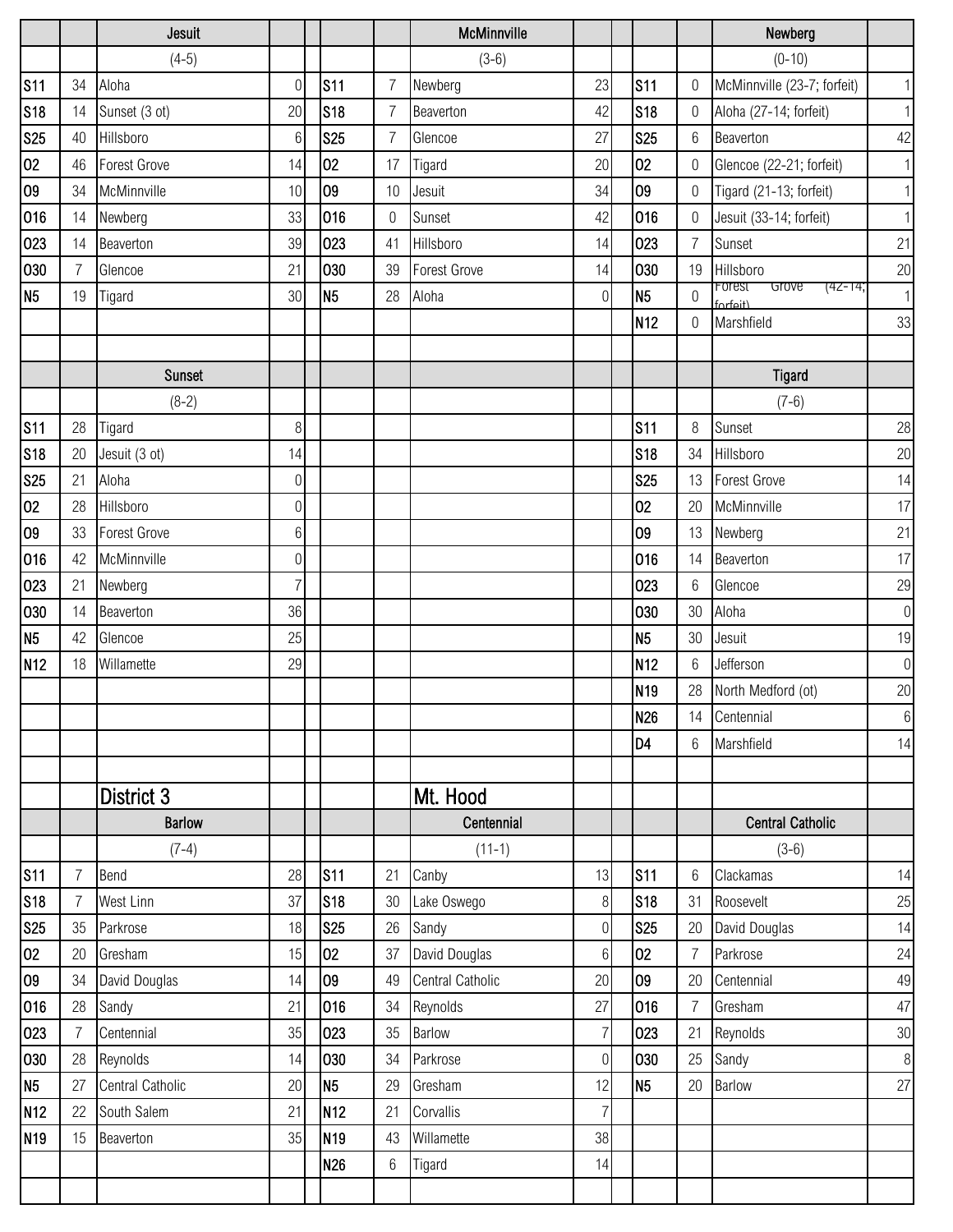| | | Jesuit | | | | | McMinnville | | | | | Newberg | |
|---|---|---|---|---|---|---|---|---|---|---|---|---|---|
| | | (4-5) | | | | | (3-6) | | | | | (0-10) | |
| S11 | 34 | Aloha | 0 | | S11 | 7 | Newberg | 23 | | S11 | 0 | McMinnville (23-7; forfeit) | 1 |
| S18 | 14 | Sunset (3 ot) | 20 | | S18 | 7 | Beaverton | 42 | | S18 | 0 | Aloha (27-14; forfeit) | 1 |
| S25 | 40 | Hillsboro | 6 | | S25 | 7 | Glencoe | 27 | | S25 | 6 | Beaverton | 42 |
| O2 | 46 | Forest Grove | 14 | | O2 | 17 | Tigard | 20 | | O2 | 0 | Glencoe (22-21; forfeit) | 1 |
| O9 | 34 | McMinnville | 10 | | O9 | 10 | Jesuit | 34 | | O9 | 0 | Tigard (21-13; forfeit) | 1 |
| O16 | 14 | Newberg | 33 | | O16 | 0 | Sunset | 42 | | O16 | 0 | Jesuit (33-14; forfeit) | 1 |
| O23 | 14 | Beaverton | 39 | | O23 | 41 | Hillsboro | 14 | | O23 | 7 | Sunset | 21 |
| O30 | 7 | Glencoe | 21 | | O30 | 39 | Forest Grove | 14 | | O30 | 19 | Hillsboro | 20 |
| N5 | 19 | Tigard | 30 | | N5 | 28 | Aloha | 0 | | N5 | 0 | Forest Grove (42-14; forfeit) | 1 |
| | | | | | | | | | | N12 | 0 | Marshfield | 33 |

| | | Sunset | | | | | Tigard | |
|---|---|---|---|---|---|---|---|---|
| | | (8-2) | | | | | (7-6) | |
| S11 | 28 | Tigard | 8 | | S11 | 8 | Sunset | 28 |
| S18 | 20 | Jesuit (3 ot) | 14 | | S18 | 34 | Hillsboro | 20 |
| S25 | 21 | Aloha | 0 | | S25 | 13 | Forest Grove | 14 |
| O2 | 28 | Hillsboro | 0 | | O2 | 20 | McMinnville | 17 |
| O9 | 33 | Forest Grove | 6 | | O9 | 13 | Newberg | 21 |
| O16 | 42 | McMinnville | 0 | | O16 | 14 | Beaverton | 17 |
| O23 | 21 | Newberg | 7 | | O23 | 6 | Glencoe | 29 |
| O30 | 14 | Beaverton | 36 | | O30 | 30 | Aloha | 0 |
| N5 | 42 | Glencoe | 25 | | N5 | 30 | Jesuit | 19 |
| N12 | 18 | Willamette | 29 | | N12 | 6 | Jefferson | 0 |
| | | | | | N19 | 28 | North Medford (ot) | 20 |
| | | | | | N26 | 14 | Centennial | 6 |
| | | | | | D4 | 6 | Marshfield | 14 |

## District 3

## Mt. Hood

| | | Barlow | | | | | Centennial | | | | | Central Catholic | |
|---|---|---|---|---|---|---|---|---|---|---|---|---|---|
| | | (7-4) | | | | | (11-1) | | | | | (3-6) | |
| S11 | 7 | Bend | 28 | | S11 | 21 | Canby | 13 | | S11 | 6 | Clackamas | 14 |
| S18 | 7 | West Linn | 37 | | S18 | 30 | Lake Oswego | 8 | | S18 | 31 | Roosevelt | 25 |
| S25 | 35 | Parkrose | 18 | | S25 | 26 | Sandy | 0 | | S25 | 20 | David Douglas | 14 |
| O2 | 20 | Gresham | 15 | | O2 | 37 | David Douglas | 6 | | O2 | 7 | Parkrose | 24 |
| O9 | 34 | David Douglas | 14 | | O9 | 49 | Central Catholic | 20 | | O9 | 20 | Centennial | 49 |
| O16 | 28 | Sandy | 21 | | O16 | 34 | Reynolds | 27 | | O16 | 7 | Gresham | 47 |
| O23 | 7 | Centennial | 35 | | O23 | 35 | Barlow | 7 | | O23 | 21 | Reynolds | 30 |
| O30 | 28 | Reynolds | 14 | | O30 | 34 | Parkrose | 0 | | O30 | 25 | Sandy | 8 |
| N5 | 27 | Central Catholic | 20 | | N5 | 29 | Gresham | 12 | | N5 | 20 | Barlow | 27 |
| N12 | 22 | South Salem | 21 | | N12 | 21 | Corvallis | 7 | | | | | |
| N19 | 15 | Beaverton | 35 | | N19 | 43 | Willamette | 38 | | | | | |
| | | | | | N26 | 6 | Tigard | 14 | | | | | |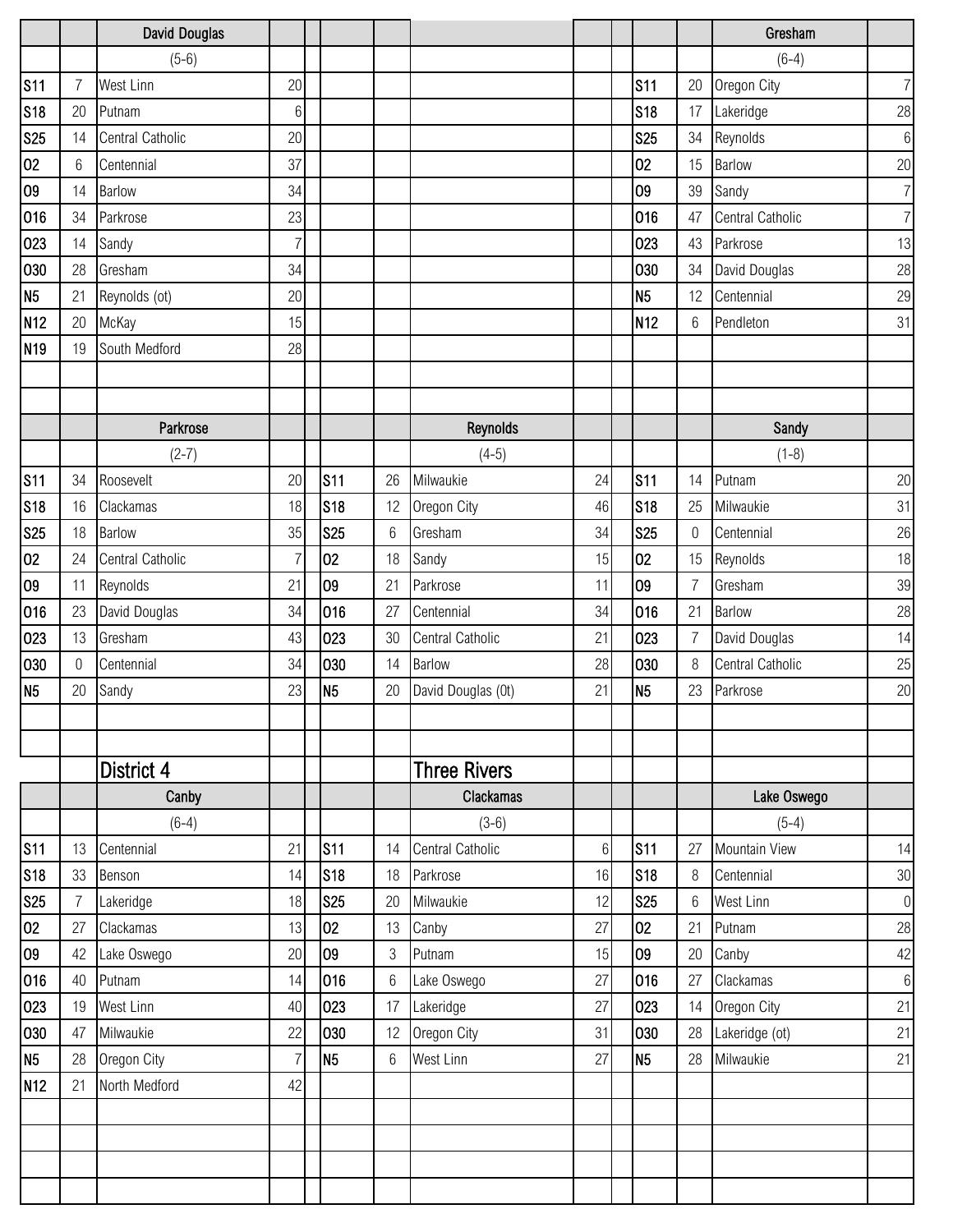### David Douglas

(5-6)

| Date | Score | Opponent | Score |
|---|---|---|---|
| S11 | 7 | West Linn | 20 |
| S18 | 20 | Putnam | 6 |
| S25 | 14 | Central Catholic | 20 |
| O2 | 6 | Centennial | 37 |
| O9 | 14 | Barlow | 34 |
| O16 | 34 | Parkrose | 23 |
| O23 | 14 | Sandy | 7 |
| O30 | 28 | Gresham | 34 |
| N5 | 21 | Reynolds (ot) | 20 |
| N12 | 20 | McKay | 15 |
| N19 | 19 | South Medford | 28 |

### Gresham

(6-4)

| Date | Score | Opponent | Score |
|---|---|---|---|
| S11 | 20 | Oregon City | 7 |
| S18 | 17 | Lakeridge | 28 |
| S25 | 34 | Reynolds | 6 |
| O2 | 15 | Barlow | 20 |
| O9 | 39 | Sandy | 7 |
| O16 | 47 | Central Catholic | 7 |
| O23 | 43 | Parkrose | 13 |
| O30 | 34 | David Douglas | 28 |
| N5 | 12 | Centennial | 29 |
| N12 | 6 | Pendleton | 31 |

### Parkrose

(2-7)

| Date | Score | Opponent | Score |
|---|---|---|---|
| S11 | 34 | Roosevelt | 20 |
| S18 | 16 | Clackamas | 18 |
| S25 | 18 | Barlow | 35 |
| O2 | 24 | Central Catholic | 7 |
| O9 | 11 | Reynolds | 21 |
| O16 | 23 | David Douglas | 34 |
| O23 | 13 | Gresham | 43 |
| O30 | 0 | Centennial | 34 |
| N5 | 20 | Sandy | 23 |

### Reynolds

(4-5)

| Date | Score | Opponent | Score |
|---|---|---|---|
| S11 | 26 | Milwaukie | 24 |
| S18 | 12 | Oregon City | 46 |
| S25 | 6 | Gresham | 34 |
| O2 | 18 | Sandy | 15 |
| O9 | 21 | Parkrose | 11 |
| O16 | 27 | Centennial | 34 |
| O23 | 30 | Central Catholic | 21 |
| O30 | 14 | Barlow | 28 |
| N5 | 20 | David Douglas (0t) | 21 |

### Sandy

(1-8)

| Date | Score | Opponent | Score |
|---|---|---|---|
| S11 | 14 | Putnam | 20 |
| S18 | 25 | Milwaukie | 31 |
| S25 | 0 | Centennial | 26 |
| O2 | 15 | Reynolds | 18 |
| O9 | 7 | Gresham | 39 |
| O16 | 21 | Barlow | 28 |
| O23 | 7 | David Douglas | 14 |
| O30 | 8 | Central Catholic | 25 |
| N5 | 23 | Parkrose | 20 |

## District 4 Three Rivers

### Canby

(6-4)

| Date | Score | Opponent | Score |
|---|---|---|---|
| S11 | 13 | Centennial | 21 |
| S18 | 33 | Benson | 14 |
| S25 | 7 | Lakeridge | 18 |
| O2 | 27 | Clackamas | 13 |
| O9 | 42 | Lake Oswego | 20 |
| O16 | 40 | Putnam | 14 |
| O23 | 19 | West Linn | 40 |
| O30 | 47 | Milwaukie | 22 |
| N5 | 28 | Oregon City | 7 |
| N12 | 21 | North Medford | 42 |

### Clackamas

(3-6)

| Date | Score | Opponent | Score |
|---|---|---|---|
| S11 | 14 | Central Catholic | 6 |
| S18 | 18 | Parkrose | 16 |
| S25 | 20 | Milwaukie | 12 |
| O2 | 13 | Canby | 27 |
| O9 | 3 | Putnam | 15 |
| O16 | 6 | Lake Oswego | 27 |
| O23 | 17 | Lakeridge | 27 |
| O30 | 12 | Oregon City | 31 |
| N5 | 6 | West Linn | 27 |

### Lake Oswego

(5-4)

| Date | Score | Opponent | Score |
|---|---|---|---|
| S11 | 27 | Mountain View | 14 |
| S18 | 8 | Centennial | 30 |
| S25 | 6 | West Linn | 0 |
| O2 | 21 | Putnam | 28 |
| O9 | 20 | Canby | 42 |
| O16 | 27 | Clackamas | 6 |
| O23 | 14 | Oregon City | 21 |
| O30 | 28 | Lakeridge (ot) | 21 |
| N5 | 28 | Milwaukie | 21 |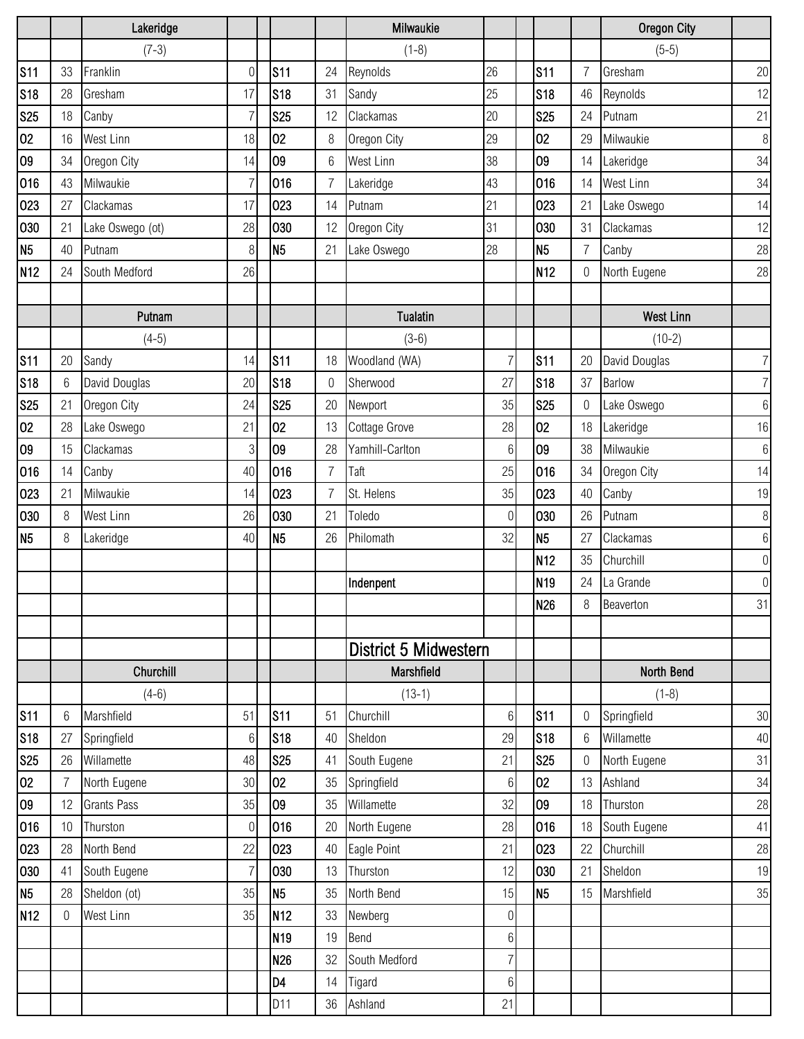| Lakeridge | | | | Milwaukie | | | | Oregon City | | | |
|---|---|---|---|---|---|---|---|---|---|---|---|
| | | (7-3) | | | | (1-8) | | | | (5-5) | |
| S11 | 33 | Franklin | 0 | S11 | 24 | Reynolds | 26 | S11 | 7 | Gresham | 20 |
| S18 | 28 | Gresham | 17 | S18 | 31 | Sandy | 25 | S18 | 46 | Reynolds | 12 |
| S25 | 18 | Canby | 7 | S25 | 12 | Clackamas | 20 | S25 | 24 | Putnam | 21 |
| O2 | 16 | West Linn | 18 | O2 | 8 | Oregon City | 29 | O2 | 29 | Milwaukie | 8 |
| O9 | 34 | Oregon City | 14 | O9 | 6 | West Linn | 38 | O9 | 14 | Lakeridge | 34 |
| O16 | 43 | Milwaukie | 7 | O16 | 7 | Lakeridge | 43 | O16 | 14 | West Linn | 34 |
| O23 | 27 | Clackamas | 17 | O23 | 14 | Putnam | 21 | O23 | 21 | Lake Oswego | 14 |
| O30 | 21 | Lake Oswego (ot) | 28 | O30 | 12 | Oregon City | 31 | O30 | 31 | Clackamas | 12 |
| N5 | 40 | Putnam | 8 | N5 | 21 | Lake Oswego | 28 | N5 | 7 | Canby | 28 |
| N12 | 24 | South Medford | 26 | | | | | N12 | 0 | North Eugene | 28 |

| Putnam | | | | Tualatin | | | | West Linn | | | |
|---|---|---|---|---|---|---|---|---|---|---|---|
| | | (4-5) | | | | (3-6) | | | | (10-2) | |
| S11 | 20 | Sandy | 14 | S11 | 18 | Woodland (WA) | 7 | S11 | 20 | David Douglas | 7 |
| S18 | 6 | David Douglas | 20 | S18 | 0 | Sherwood | 27 | S18 | 37 | Barlow | 7 |
| S25 | 21 | Oregon City | 24 | S25 | 20 | Newport | 35 | S25 | 0 | Lake Oswego | 6 |
| O2 | 28 | Lake Oswego | 21 | O2 | 13 | Cottage Grove | 28 | O2 | 18 | Lakeridge | 16 |
| O9 | 15 | Clackamas | 3 | O9 | 28 | Yamhill-Carlton | 6 | O9 | 38 | Milwaukie | 6 |
| O16 | 14 | Canby | 40 | O16 | 7 | Taft | 25 | O16 | 34 | Oregon City | 14 |
| O23 | 21 | Milwaukie | 14 | O23 | 7 | St. Helens | 35 | O23 | 40 | Canby | 19 |
| O30 | 8 | West Linn | 26 | O30 | 21 | Toledo | 0 | O30 | 26 | Putnam | 8 |
| N5 | 8 | Lakeridge | 40 | N5 | 26 | Philomath | 32 | N5 | 27 | Clackamas | 6 |
| | | | | | | | | N12 | 35 | Churchill | 0 |
| | | | | | | Indenpent | | N19 | 24 | La Grande | 0 |
| | | | | | | | | N26 | 8 | Beaverton | 31 |

## District 5 Midwestern

| Churchill | | | | Marshfield | | | | North Bend | | | |
|---|---|---|---|---|---|---|---|---|---|---|---|
| | | (4-6) | | | | (13-1) | | | | (1-8) | |
| S11 | 6 | Marshfield | 51 | S11 | 51 | Churchill | 6 | S11 | 0 | Springfield | 30 |
| S18 | 27 | Springfield | 6 | S18 | 40 | Sheldon | 29 | S18 | 6 | Willamette | 40 |
| S25 | 26 | Willamette | 48 | S25 | 41 | South Eugene | 21 | S25 | 0 | North Eugene | 31 |
| O2 | 7 | North Eugene | 30 | O2 | 35 | Springfield | 6 | O2 | 13 | Ashland | 34 |
| O9 | 12 | Grants Pass | 35 | O9 | 35 | Willamette | 32 | O9 | 18 | Thurston | 28 |
| O16 | 10 | Thurston | 0 | O16 | 20 | North Eugene | 28 | O16 | 18 | South Eugene | 41 |
| O23 | 28 | North Bend | 22 | O23 | 40 | Eagle Point | 21 | O23 | 22 | Churchill | 28 |
| O30 | 41 | South Eugene | 7 | O30 | 13 | Thurston | 12 | O30 | 21 | Sheldon | 19 |
| N5 | 28 | Sheldon (ot) | 35 | N5 | 35 | North Bend | 15 | N5 | 15 | Marshfield | 35 |
| N12 | 0 | West Linn | 35 | N12 | 33 | Newberg | 0 | | | | |
| | | | | N19 | 19 | Bend | 6 | | | | |
| | | | | N26 | 32 | South Medford | 7 | | | | |
| | | | | D4 | 14 | Tigard | 6 | | | | |
| | | | | D11 | 36 | Ashland | 21 | | | | |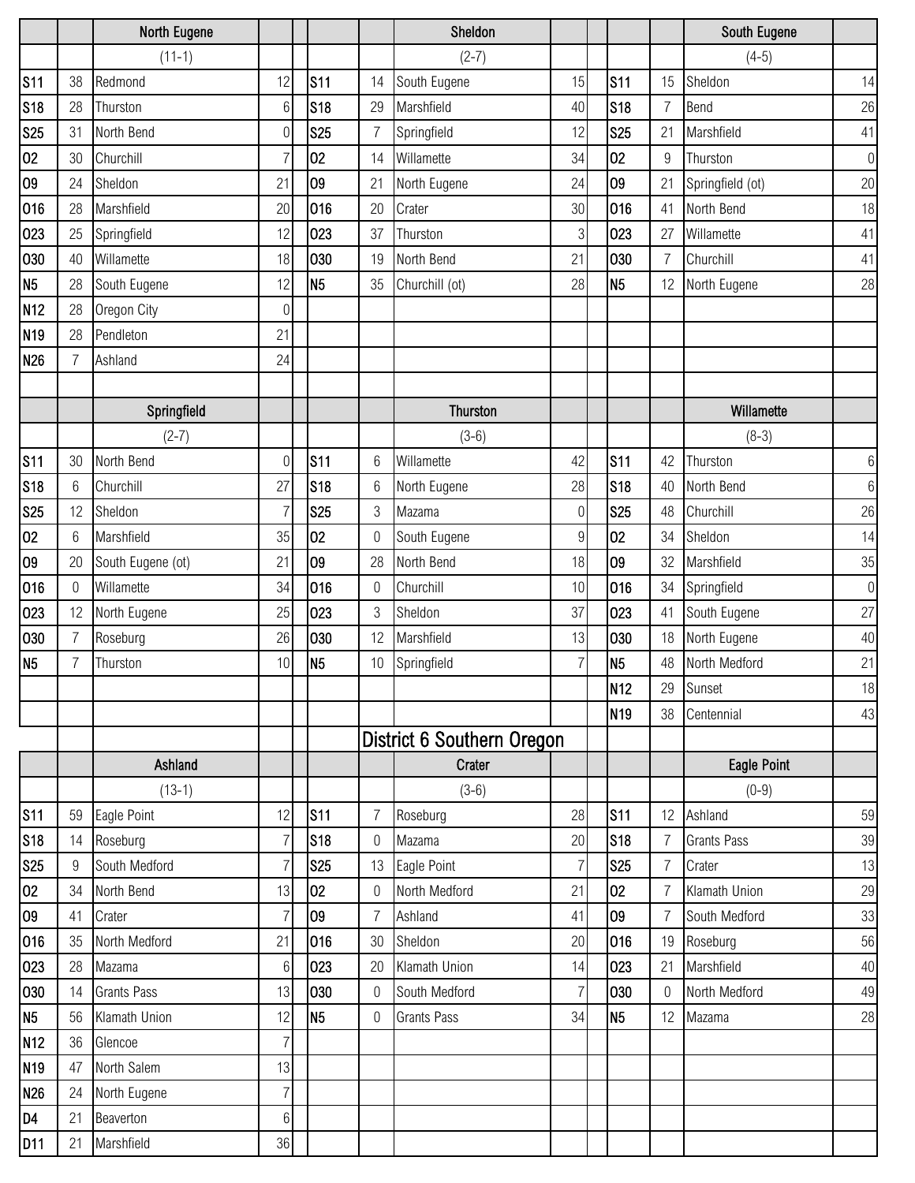| | | North Eugene | | | | | Sheldon | | | | | South Eugene | |
|---|---|---|---|---|---|---|---|---|---|---|---|---|---|
| | | (11-1) | | | | | (2-7) | | | | | (4-5) | |
| S11 | 38 | Redmond | 12 | | S11 | 14 | South Eugene | 15 | | S11 | 15 | Sheldon | 14 |
| S18 | 28 | Thurston | 6 | | S18 | 29 | Marshfield | 40 | | S18 | 7 | Bend | 26 |
| S25 | 31 | North Bend | 0 | | S25 | 7 | Springfield | 12 | | S25 | 21 | Marshfield | 41 |
| O2 | 30 | Churchill | 7 | | O2 | 14 | Willamette | 34 | | O2 | 9 | Thurston | 0 |
| O9 | 24 | Sheldon | 21 | | O9 | 21 | North Eugene | 24 | | O9 | 21 | Springfield (ot) | 20 |
| O16 | 28 | Marshfield | 20 | | O16 | 20 | Crater | 30 | | O16 | 41 | North Bend | 18 |
| O23 | 25 | Springfield | 12 | | O23 | 37 | Thurston | 3 | | O23 | 27 | Willamette | 41 |
| O30 | 40 | Willamette | 18 | | O30 | 19 | North Bend | 21 | | O30 | 7 | Churchill | 41 |
| N5 | 28 | South Eugene | 12 | | N5 | 35 | Churchill (ot) | 28 | | N5 | 12 | North Eugene | 28 |
| N12 | 28 | Oregon City | 0 | | | | | | | | | | |
| N19 | 28 | Pendleton | 21 | | | | | | | | | | |
| N26 | 7 | Ashland | 24 | | | | | | | | | | |
| | | | | | | | | | | | | | |
| | | Springfield | | | | | Thurston | | | | | Willamette | |
| | | (2-7) | | | | | (3-6) | | | | | (8-3) | |
| S11 | 30 | North Bend | 0 | | S11 | 6 | Willamette | 42 | | S11 | 42 | Thurston | 6 |
| S18 | 6 | Churchill | 27 | | S18 | 6 | North Eugene | 28 | | S18 | 40 | North Bend | 6 |
| S25 | 12 | Sheldon | 7 | | S25 | 3 | Mazama | 0 | | S25 | 48 | Churchill | 26 |
| O2 | 6 | Marshfield | 35 | | O2 | 0 | South Eugene | 9 | | O2 | 34 | Sheldon | 14 |
| O9 | 20 | South Eugene (ot) | 21 | | O9 | 28 | North Bend | 18 | | O9 | 32 | Marshfield | 35 |
| O16 | 0 | Willamette | 34 | | O16 | 0 | Churchill | 10 | | O16 | 34 | Springfield | 0 |
| O23 | 12 | North Eugene | 25 | | O23 | 3 | Sheldon | 37 | | O23 | 41 | South Eugene | 27 |
| O30 | 7 | Roseburg | 26 | | O30 | 12 | Marshfield | 13 | | O30 | 18 | North Eugene | 40 |
| N5 | 7 | Thurston | 10 | | N5 | 10 | Springfield | 7 | | N5 | 48 | North Medford | 21 |
| | | | | | | | | | | N12 | 29 | Sunset | 18 |
| | | | | | | | | | | N19 | 38 | Centennial | 43 |

## District 6 Southern Oregon

| | | Ashland | | | | | Crater | | | | | Eagle Point | |
|---|---|---|---|---|---|---|---|---|---|---|---|---|---|
| | | (13-1) | | | | | (3-6) | | | | | (0-9) | |
| S11 | 59 | Eagle Point | 12 | | S11 | 7 | Roseburg | 28 | | S11 | 12 | Ashland | 59 |
| S18 | 14 | Roseburg | 7 | | S18 | 0 | Mazama | 20 | | S18 | 7 | Grants Pass | 39 |
| S25 | 9 | South Medford | 7 | | S25 | 13 | Eagle Point | 7 | | S25 | 7 | Crater | 13 |
| O2 | 34 | North Bend | 13 | | O2 | 0 | North Medford | 21 | | O2 | 7 | Klamath Union | 29 |
| O9 | 41 | Crater | 7 | | O9 | 7 | Ashland | 41 | | O9 | 7 | South Medford | 33 |
| O16 | 35 | North Medford | 21 | | O16 | 30 | Sheldon | 20 | | O16 | 19 | Roseburg | 56 |
| O23 | 28 | Mazama | 6 | | O23 | 20 | Klamath Union | 14 | | O23 | 21 | Marshfield | 40 |
| O30 | 14 | Grants Pass | 13 | | O30 | 0 | South Medford | 7 | | O30 | 0 | North Medford | 49 |
| N5 | 56 | Klamath Union | 12 | | N5 | 0 | Grants Pass | 34 | | N5 | 12 | Mazama | 28 |
| N12 | 36 | Glencoe | 7 | | | | | | | | | | |
| N19 | 47 | North Salem | 13 | | | | | | | | | | |
| N26 | 24 | North Eugene | 7 | | | | | | | | | | |
| D4 | 21 | Beaverton | 6 | | | | | | | | | | |
| D11 | 21 | Marshfield | 36 | | | | | | | | | | |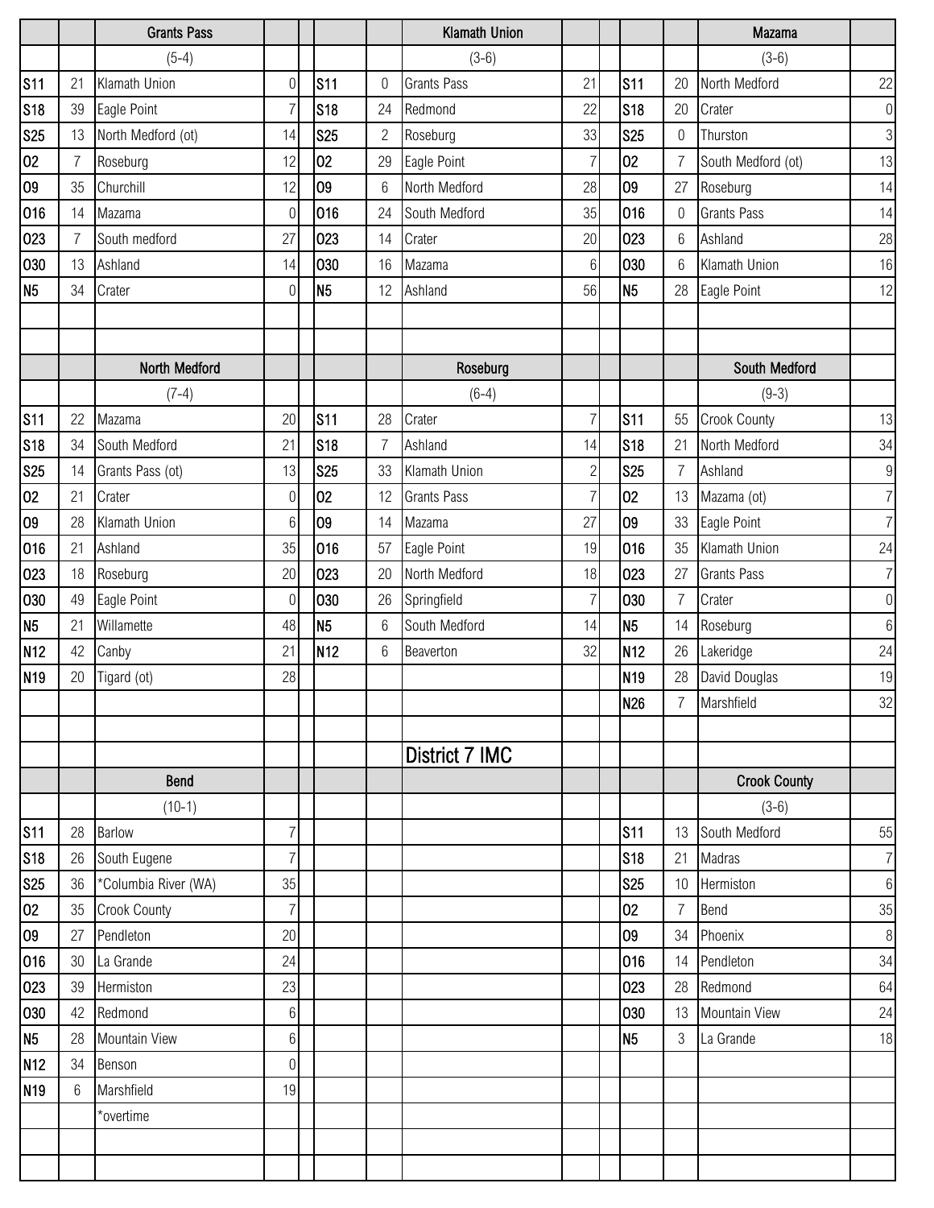## District 7 IMC

### Grants Pass (5-4)

| Date | Score | Opponent | Opp. Score |
|---|---|---|---|
| S11 | 21 | Klamath Union | 0 |
| S18 | 39 | Eagle Point | 7 |
| S25 | 13 | North Medford (ot) | 14 |
| O2 | 7 | Roseburg | 12 |
| O9 | 35 | Churchill | 12 |
| O16 | 14 | Mazama | 0 |
| O23 | 7 | South medford | 27 |
| O30 | 13 | Ashland | 14 |
| N5 | 34 | Crater | 0 |

### Klamath Union (3-6)

| Date | Score | Opponent | Opp. Score |
|---|---|---|---|
| S11 | 0 | Grants Pass | 21 |
| S18 | 24 | Redmond | 22 |
| S25 | 2 | Roseburg | 33 |
| O2 | 29 | Eagle Point | 7 |
| O9 | 6 | North Medford | 28 |
| O16 | 24 | South Medford | 35 |
| O23 | 14 | Crater | 20 |
| O30 | 16 | Mazama | 6 |
| N5 | 12 | Ashland | 56 |

### Mazama (3-6)

| Date | Score | Opponent | Opp. Score |
|---|---|---|---|
| S11 | 20 | North Medford | 22 |
| S18 | 20 | Crater | 0 |
| S25 | 0 | Thurston | 3 |
| O2 | 7 | South Medford (ot) | 13 |
| O9 | 27 | Roseburg | 14 |
| O16 | 0 | Grants Pass | 14 |
| O23 | 6 | Ashland | 28 |
| O30 | 6 | Klamath Union | 16 |
| N5 | 28 | Eagle Point | 12 |

### North Medford (7-4)

| Date | Score | Opponent | Opp. Score |
|---|---|---|---|
| S11 | 22 | Mazama | 20 |
| S18 | 34 | South Medford | 21 |
| S25 | 14 | Grants Pass (ot) | 13 |
| O2 | 21 | Crater | 0 |
| O9 | 28 | Klamath Union | 6 |
| O16 | 21 | Ashland | 35 |
| O23 | 18 | Roseburg | 20 |
| O30 | 49 | Eagle Point | 0 |
| N5 | 21 | Willamette | 48 |
| N12 | 42 | Canby | 21 |
| N19 | 20 | Tigard (ot) | 28 |

### Roseburg (6-4)

| Date | Score | Opponent | Opp. Score |
|---|---|---|---|
| S11 | 28 | Crater | 7 |
| S18 | 7 | Ashland | 14 |
| S25 | 33 | Klamath Union | 2 |
| O2 | 12 | Grants Pass | 7 |
| O9 | 14 | Mazama | 27 |
| O16 | 57 | Eagle Point | 19 |
| O23 | 20 | North Medford | 18 |
| O30 | 26 | Springfield | 7 |
| N5 | 6 | South Medford | 14 |
| N12 | 6 | Beaverton | 32 |

### South Medford (9-3)

| Date | Score | Opponent | Opp. Score |
|---|---|---|---|
| S11 | 55 | Crook County | 13 |
| S18 | 21 | North Medford | 34 |
| S25 | 7 | Ashland | 9 |
| O2 | 13 | Mazama (ot) | 7 |
| O9 | 33 | Eagle Point | 7 |
| O16 | 35 | Klamath Union | 24 |
| O23 | 27 | Grants Pass | 7 |
| O30 | 7 | Crater | 0 |
| N5 | 14 | Roseburg | 6 |
| N12 | 26 | Lakeridge | 24 |
| N19 | 28 | David Douglas | 19 |
| N26 | 7 | Marshfield | 32 |

### Bend (10-1)

| Date | Score | Opponent | Opp. Score |
|---|---|---|---|
| S11 | 28 | Barlow | 7 |
| S18 | 26 | South Eugene | 7 |
| S25 | 36 | *Columbia River (WA) | 35 |
| O2 | 35 | Crook County | 7 |
| O9 | 27 | Pendleton | 20 |
| O16 | 30 | La Grande | 24 |
| O23 | 39 | Hermiston | 23 |
| O30 | 42 | Redmond | 6 |
| N5 | 28 | Mountain View | 6 |
| N12 | 34 | Benson | 0 |
| N19 | 6 | Marshfield | 19 |

*overtime

### Crook County (3-6)

| Date | Score | Opponent | Opp. Score |
|---|---|---|---|
| S11 | 13 | South Medford | 55 |
| S18 | 21 | Madras | 7 |
| S25 | 10 | Hermiston | 6 |
| O2 | 7 | Bend | 35 |
| O9 | 34 | Phoenix | 8 |
| O16 | 14 | Pendleton | 34 |
| O23 | 28 | Redmond | 64 |
| O30 | 13 | Mountain View | 24 |
| N5 | 3 | La Grande | 18 |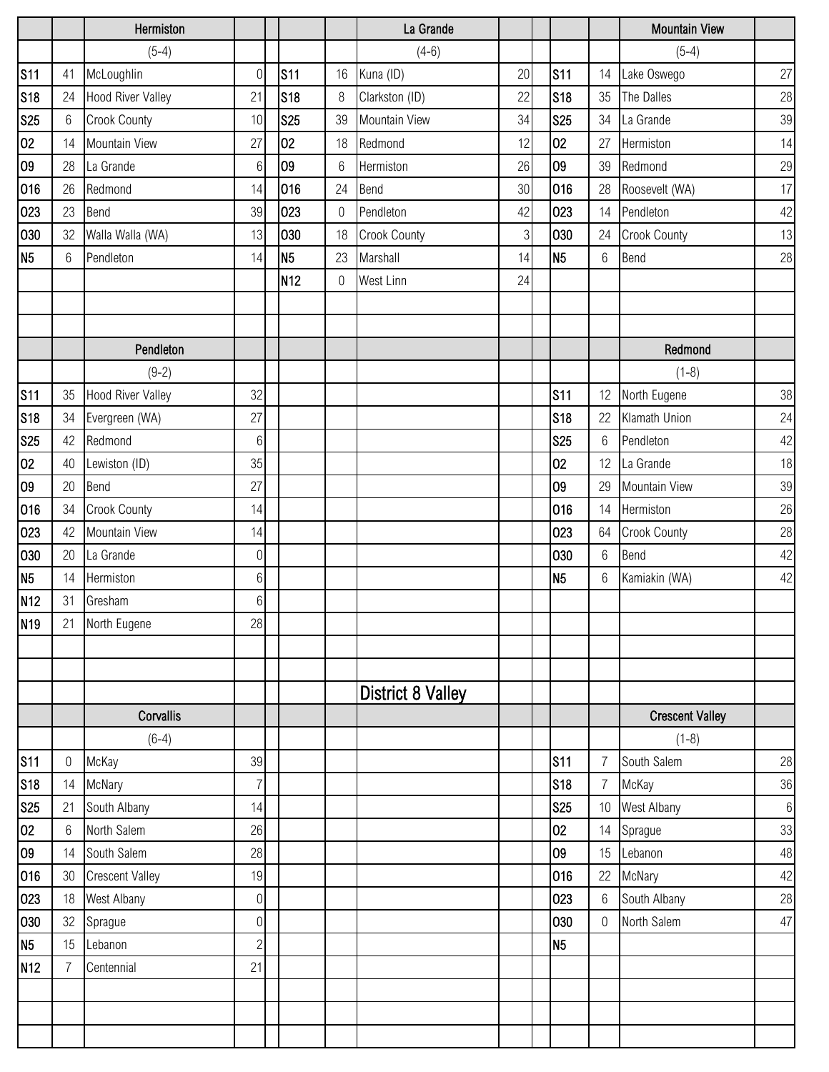## Hermiston

(5-4)

| | | | |
|---|---|---|---|
| S11 | 41 | McLoughlin | 0 |
| S18 | 24 | Hood River Valley | 21 |
| S25 | 6 | Crook County | 10 |
| O2 | 14 | Mountain View | 27 |
| O9 | 28 | La Grande | 6 |
| O16 | 26 | Redmond | 14 |
| O23 | 23 | Bend | 39 |
| O30 | 32 | Walla Walla (WA) | 13 |
| N5 | 6 | Pendleton | 14 |

## La Grande

(4-6)

| | | | |
|---|---|---|---|
| S11 | 16 | Kuna (ID) | 20 |
| S18 | 8 | Clarkston (ID) | 22 |
| S25 | 39 | Mountain View | 34 |
| O2 | 18 | Redmond | 12 |
| O9 | 6 | Hermiston | 26 |
| O16 | 24 | Bend | 30 |
| O23 | 0 | Pendleton | 42 |
| O30 | 18 | Crook County | 3 |
| N5 | 23 | Marshall | 14 |
| N12 | 0 | West Linn | 24 |

## Mountain View

(5-4)

| | | | |
|---|---|---|---|
| S11 | 14 | Lake Oswego | 27 |
| S18 | 35 | The Dalles | 28 |
| S25 | 34 | La Grande | 39 |
| O2 | 27 | Hermiston | 14 |
| O9 | 39 | Redmond | 29 |
| O16 | 28 | Roosevelt (WA) | 17 |
| O23 | 14 | Pendleton | 42 |
| O30 | 24 | Crook County | 13 |
| N5 | 6 | Bend | 28 |

## Pendleton

(9-2)

| | | | |
|---|---|---|---|
| S11 | 35 | Hood River Valley | 32 |
| S18 | 34 | Evergreen (WA) | 27 |
| S25 | 42 | Redmond | 6 |
| O2 | 40 | Lewiston (ID) | 35 |
| O9 | 20 | Bend | 27 |
| O16 | 34 | Crook County | 14 |
| O23 | 42 | Mountain View | 14 |
| O30 | 20 | La Grande | 0 |
| N5 | 14 | Hermiston | 6 |
| N12 | 31 | Gresham | 6 |
| N19 | 21 | North Eugene | 28 |

## Redmond

(1-8)

| | | | |
|---|---|---|---|
| S11 | 12 | North Eugene | 38 |
| S18 | 22 | Klamath Union | 24 |
| S25 | 6 | Pendleton | 42 |
| O2 | 12 | La Grande | 18 |
| O9 | 29 | Mountain View | 39 |
| O16 | 14 | Hermiston | 26 |
| O23 | 64 | Crook County | 28 |
| O30 | 6 | Bend | 42 |
| N5 | 6 | Kamiakin (WA) | 42 |

# District 8 Valley

## Corvallis

(6-4)

| | | | |
|---|---|---|---|
| S11 | 0 | McKay | 39 |
| S18 | 14 | McNary | 7 |
| S25 | 21 | South Albany | 14 |
| O2 | 6 | North Salem | 26 |
| O9 | 14 | South Salem | 28 |
| O16 | 30 | Crescent Valley | 19 |
| O23 | 18 | West Albany | 0 |
| O30 | 32 | Sprague | 0 |
| N5 | 15 | Lebanon | 2 |
| N12 | 7 | Centennial | 21 |

## Crescent Valley

(1-8)

| | | | |
|---|---|---|---|
| S11 | 7 | South Salem | 28 |
| S18 | 7 | McKay | 36 |
| S25 | 10 | West Albany | 6 |
| O2 | 14 | Sprague | 33 |
| O9 | 15 | Lebanon | 48 |
| O16 | 22 | McNary | 42 |
| O23 | 6 | South Albany | 28 |
| O30 | 0 | North Salem | 47 |
| N5 | | | |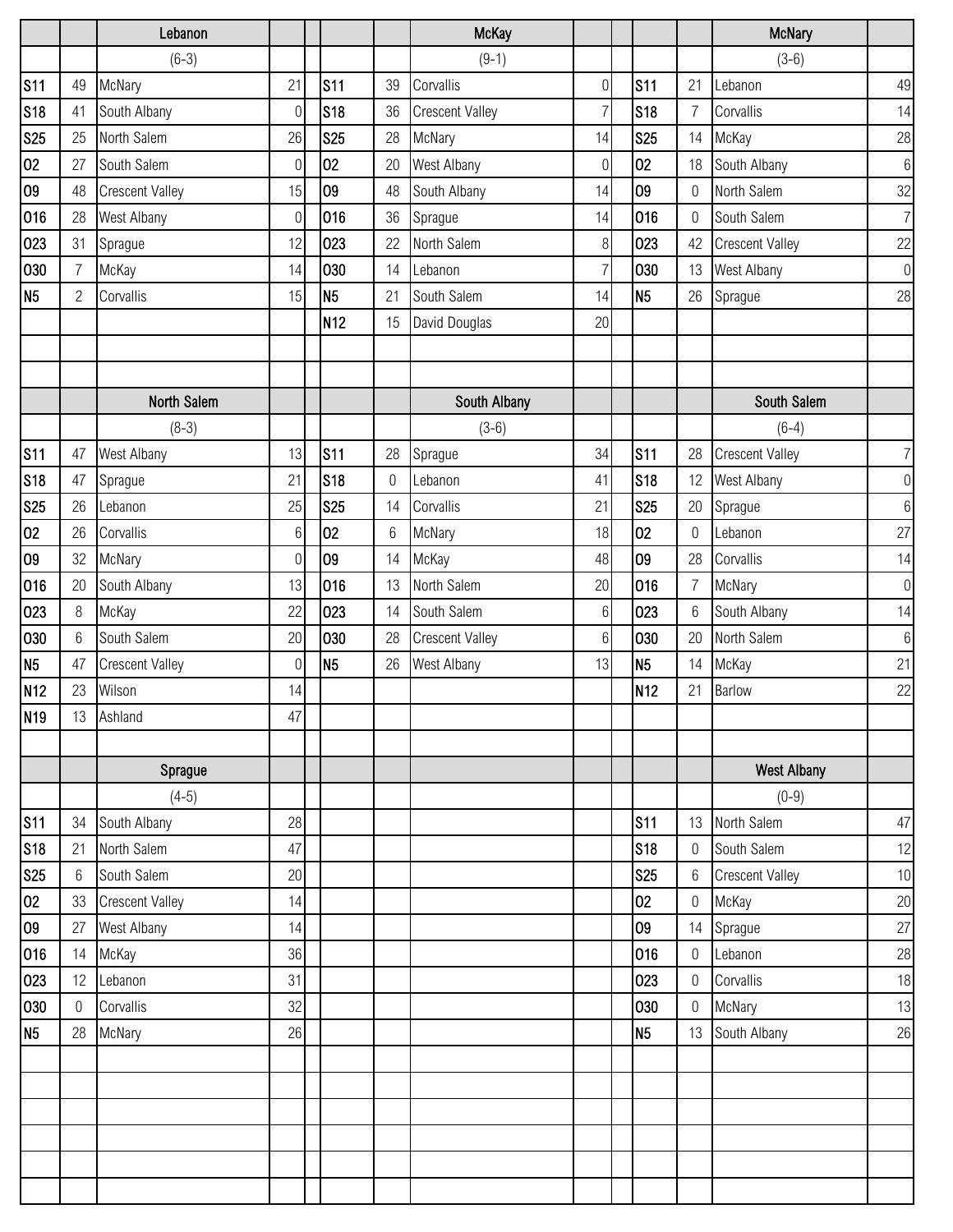### Lebanon

(6-3)

| Date | Score | Opponent | Opp |
|---|---|---|---|
| S11 | 49 | McNary | 21 |
| S18 | 41 | South Albany | 0 |
| S25 | 25 | North Salem | 26 |
| O2 | 27 | South Salem | 0 |
| O9 | 48 | Crescent Valley | 15 |
| O16 | 28 | West Albany | 0 |
| O23 | 31 | Sprague | 12 |
| O30 | 7 | McKay | 14 |
| N5 | 2 | Corvallis | 15 |

### McKay

(9-1)

| Date | Score | Opponent | Opp |
|---|---|---|---|
| S11 | 39 | Corvallis | 0 |
| S18 | 36 | Crescent Valley | 7 |
| S25 | 28 | McNary | 14 |
| O2 | 20 | West Albany | 0 |
| O9 | 48 | South Albany | 14 |
| O16 | 36 | Sprague | 14 |
| O23 | 22 | North Salem | 8 |
| O30 | 14 | Lebanon | 7 |
| N5 | 21 | South Salem | 14 |
| N12 | 15 | David Douglas | 20 |

### McNary

(3-6)

| Date | Score | Opponent | Opp |
|---|---|---|---|
| S11 | 21 | Lebanon | 49 |
| S18 | 7 | Corvallis | 14 |
| S25 | 14 | McKay | 28 |
| O2 | 18 | South Albany | 6 |
| O9 | 0 | North Salem | 32 |
| O16 | 0 | South Salem | 7 |
| O23 | 42 | Crescent Valley | 22 |
| O30 | 13 | West Albany | 0 |
| N5 | 26 | Sprague | 28 |

### North Salem

(8-3)

| Date | Score | Opponent | Opp |
|---|---|---|---|
| S11 | 47 | West Albany | 13 |
| S18 | 47 | Sprague | 21 |
| S25 | 26 | Lebanon | 25 |
| O2 | 26 | Corvallis | 6 |
| O9 | 32 | McNary | 0 |
| O16 | 20 | South Albany | 13 |
| O23 | 8 | McKay | 22 |
| O30 | 6 | South Salem | 20 |
| N5 | 47 | Crescent Valley | 0 |
| N12 | 23 | Wilson | 14 |
| N19 | 13 | Ashland | 47 |

### South Albany

(3-6)

| Date | Score | Opponent | Opp |
|---|---|---|---|
| S11 | 28 | Sprague | 34 |
| S18 | 0 | Lebanon | 41 |
| S25 | 14 | Corvallis | 21 |
| O2 | 6 | McNary | 18 |
| O9 | 14 | McKay | 48 |
| O16 | 13 | North Salem | 20 |
| O23 | 14 | South Salem | 6 |
| O30 | 28 | Crescent Valley | 6 |
| N5 | 26 | West Albany | 13 |

### South Salem

(6-4)

| Date | Score | Opponent | Opp |
|---|---|---|---|
| S11 | 28 | Crescent Valley | 7 |
| S18 | 12 | West Albany | 0 |
| S25 | 20 | Sprague | 6 |
| O2 | 0 | Lebanon | 27 |
| O9 | 28 | Corvallis | 14 |
| O16 | 7 | McNary | 0 |
| O23 | 6 | South Albany | 14 |
| O30 | 20 | North Salem | 6 |
| N5 | 14 | McKay | 21 |
| N12 | 21 | Barlow | 22 |

### Sprague

(4-5)

| Date | Score | Opponent | Opp |
|---|---|---|---|
| S11 | 34 | South Albany | 28 |
| S18 | 21 | North Salem | 47 |
| S25 | 6 | South Salem | 20 |
| O2 | 33 | Crescent Valley | 14 |
| O9 | 27 | West Albany | 14 |
| O16 | 14 | McKay | 36 |
| O23 | 12 | Lebanon | 31 |
| O30 | 0 | Corvallis | 32 |
| N5 | 28 | McNary | 26 |

### West Albany

(0-9)

| Date | Score | Opponent | Opp |
|---|---|---|---|
| S11 | 13 | North Salem | 47 |
| S18 | 0 | South Salem | 12 |
| S25 | 6 | Crescent Valley | 10 |
| O2 | 0 | McKay | 20 |
| O9 | 14 | Sprague | 27 |
| O16 | 0 | Lebanon | 28 |
| O23 | 0 | Corvallis | 18 |
| O30 | 0 | McNary | 13 |
| N5 | 13 | South Albany | 26 |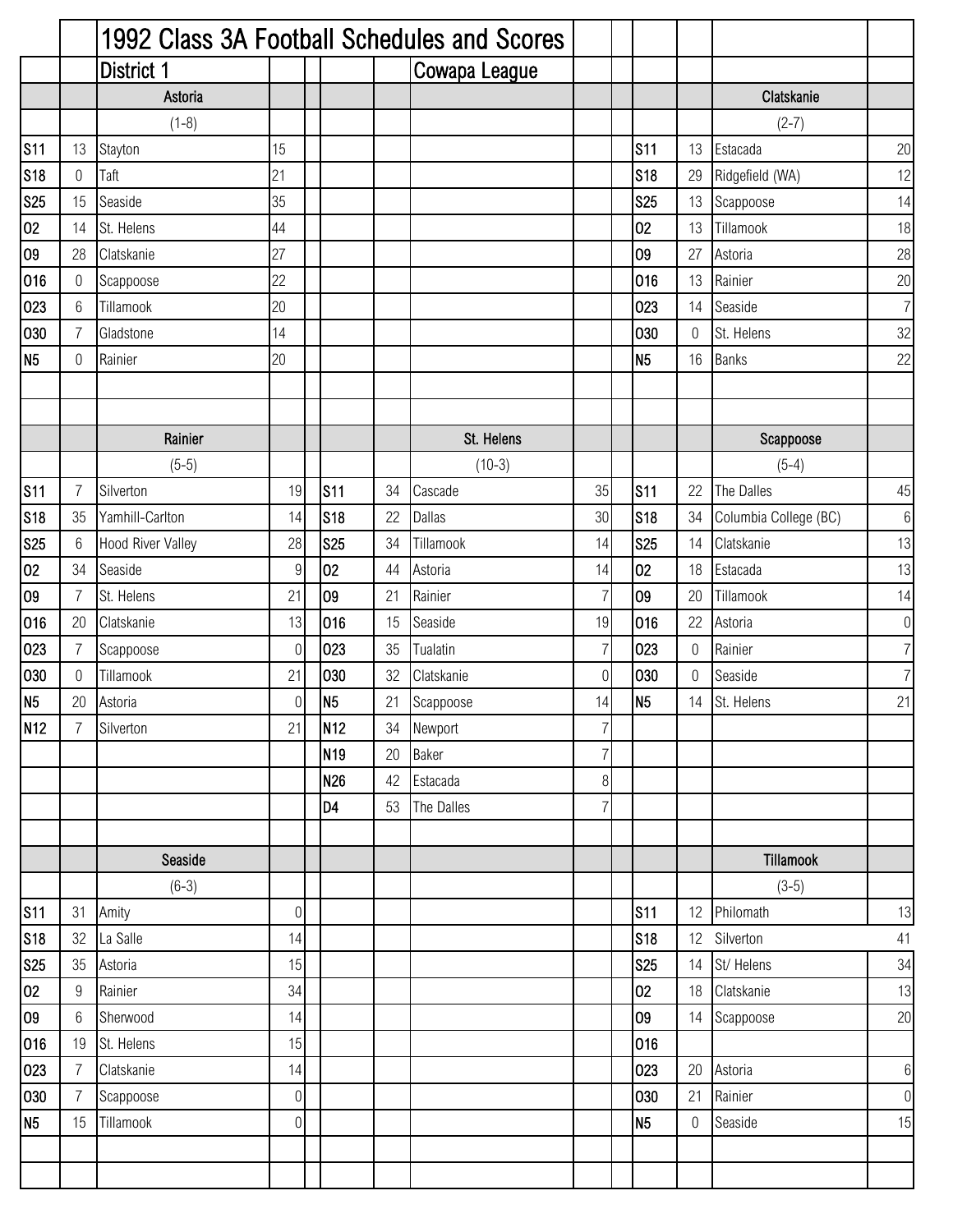# 1992 Class 3A Football Schedules and Scores

## District 1 — Cowapa League

### Astoria

(1-8)

| Date | Score | Opponent | Opp. Score |
|---|---|---|---|
| S11 | 13 | Stayton | 15 |
| S18 | 0 | Taft | 21 |
| S25 | 15 | Seaside | 35 |
| O2 | 14 | St. Helens | 44 |
| O9 | 28 | Clatskanie | 27 |
| O16 | 0 | Scappoose | 22 |
| O23 | 6 | Tillamook | 20 |
| O30 | 7 | Gladstone | 14 |
| N5 | 0 | Rainier | 20 |

### Clatskanie

(2-7)

| Date | Score | Opponent | Opp. Score |
|---|---|---|---|
| S11 | 13 | Estacada | 20 |
| S18 | 29 | Ridgefield (WA) | 12 |
| S25 | 13 | Scappoose | 14 |
| O2 | 13 | Tillamook | 18 |
| O9 | 27 | Astoria | 28 |
| O16 | 13 | Rainier | 20 |
| O23 | 14 | Seaside | 7 |
| O30 | 0 | St. Helens | 32 |
| N5 | 16 | Banks | 22 |

### Rainier

(5-5)

| Date | Score | Opponent | Opp. Score |
|---|---|---|---|
| S11 | 7 | Silverton | 19 |
| S18 | 35 | Yamhill-Carlton | 14 |
| S25 | 6 | Hood River Valley | 28 |
| O2 | 34 | Seaside | 9 |
| O9 | 7 | St. Helens | 21 |
| O16 | 20 | Clatskanie | 13 |
| O23 | 7 | Scappoose | 0 |
| O30 | 0 | Tillamook | 21 |
| N5 | 20 | Astoria | 0 |
| N12 | 7 | Silverton | 21 |

### St. Helens

(10-3)

| Date | Score | Opponent | Opp. Score |
|---|---|---|---|
| S11 | 34 | Cascade | 35 |
| S18 | 22 | Dallas | 30 |
| S25 | 34 | Tillamook | 14 |
| O2 | 44 | Astoria | 14 |
| O9 | 21 | Rainier | 7 |
| O16 | 15 | Seaside | 19 |
| O23 | 35 | Tualatin | 7 |
| O30 | 32 | Clatskanie | 0 |
| N5 | 21 | Scappoose | 14 |
| N12 | 34 | Newport | 7 |
| N19 | 20 | Baker | 7 |
| N26 | 42 | Estacada | 8 |
| D4 | 53 | The Dalles | 7 |

### Scappoose

(5-4)

| Date | Score | Opponent | Opp. Score |
|---|---|---|---|
| S11 | 22 | The Dalles | 45 |
| S18 | 34 | Columbia College (BC) | 6 |
| S25 | 14 | Clatskanie | 13 |
| O2 | 18 | Estacada | 13 |
| O9 | 20 | Tillamook | 14 |
| O16 | 22 | Astoria | 0 |
| O23 | 0 | Rainier | 7 |
| O30 | 0 | Seaside | 7 |
| N5 | 14 | St. Helens | 21 |

### Seaside

(6-3)

| Date | Score | Opponent | Opp. Score |
|---|---|---|---|
| S11 | 31 | Amity | 0 |
| S18 | 32 | La Salle | 14 |
| S25 | 35 | Astoria | 15 |
| O2 | 9 | Rainier | 34 |
| O9 | 6 | Sherwood | 14 |
| O16 | 19 | St. Helens | 15 |
| O23 | 7 | Clatskanie | 14 |
| O30 | 7 | Scappoose | 0 |
| N5 | 15 | Tillamook | 0 |

### Tillamook

(3-5)

| Date | Score | Opponent | Opp. Score |
|---|---|---|---|
| S11 | 12 | Philomath | 13 |
| S18 | 12 | Silverton | 41 |
| S25 | 14 | St/ Helens | 34 |
| O2 | 18 | Clatskanie | 13 |
| O9 | 14 | Scappoose | 20 |
| O16 | | | |
| O23 | 20 | Astoria | 6 |
| O30 | 21 | Rainier | 0 |
| N5 | 0 | Seaside | 15 |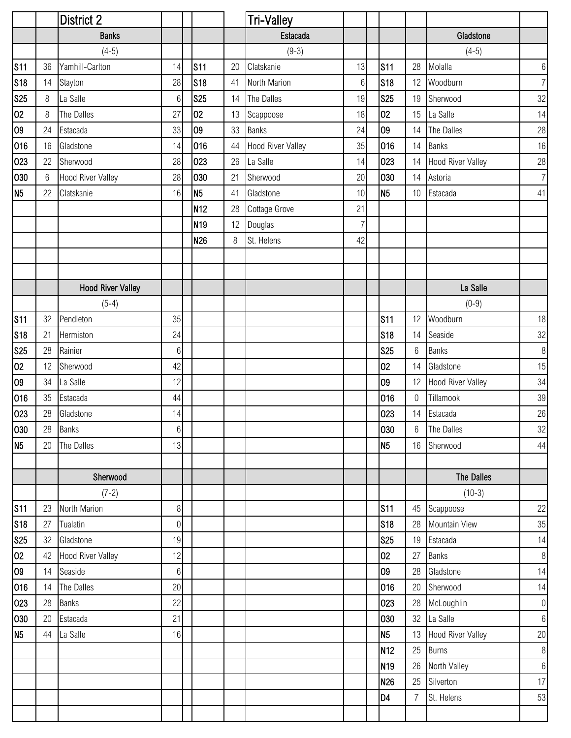## District 2 — Tri-Valley

### Banks

(4-5)

| Date | Score | Opponent | Opp |
|---|---|---|---|
| S11 | 36 | Yamhill-Carlton | 14 |
| S18 | 14 | Stayton | 28 |
| S25 | 8 | La Salle | 6 |
| O2 | 8 | The Dalles | 27 |
| O9 | 24 | Estacada | 33 |
| O16 | 16 | Gladstone | 14 |
| O23 | 22 | Sherwood | 28 |
| O30 | 6 | Hood River Valley | 28 |
| N5 | 22 | Clatskanie | 16 |

### Estacada

(9-3)

| Date | Score | Opponent | Opp |
|---|---|---|---|
| S11 | 20 | Clatskanie | 13 |
| S18 | 41 | North Marion | 6 |
| S25 | 14 | The Dalles | 19 |
| O2 | 13 | Scappoose | 18 |
| O9 | 33 | Banks | 24 |
| O16 | 44 | Hood River Valley | 35 |
| O23 | 26 | La Salle | 14 |
| O30 | 21 | Sherwood | 20 |
| N5 | 41 | Gladstone | 10 |
| N12 | 28 | Cottage Grove | 21 |
| N19 | 12 | Douglas | 7 |
| N26 | 8 | St. Helens | 42 |

### Gladstone

(4-5)

| Date | Score | Opponent | Opp |
|---|---|---|---|
| S11 | 28 | Molalla | 6 |
| S18 | 12 | Woodburn | 7 |
| S25 | 19 | Sherwood | 32 |
| O2 | 15 | La Salle | 14 |
| O9 | 14 | The Dalles | 28 |
| O16 | 14 | Banks | 16 |
| O23 | 14 | Hood River Valley | 28 |
| O30 | 14 | Astoria | 7 |
| N5 | 10 | Estacada | 41 |

### Hood River Valley

(5-4)

| Date | Score | Opponent | Opp |
|---|---|---|---|
| S11 | 32 | Pendleton | 35 |
| S18 | 21 | Hermiston | 24 |
| S25 | 28 | Rainier | 6 |
| O2 | 12 | Sherwood | 42 |
| O9 | 34 | La Salle | 12 |
| O16 | 35 | Estacada | 44 |
| O23 | 28 | Gladstone | 14 |
| O30 | 28 | Banks | 6 |
| N5 | 20 | The Dalles | 13 |

### La Salle

(0-9)

| Date | Score | Opponent | Opp |
|---|---|---|---|
| S11 | 12 | Woodburn | 18 |
| S18 | 14 | Seaside | 32 |
| S25 | 6 | Banks | 8 |
| O2 | 14 | Gladstone | 15 |
| O9 | 12 | Hood River Valley | 34 |
| O16 | 0 | Tillamook | 39 |
| O23 | 14 | Estacada | 26 |
| O30 | 6 | The Dalles | 32 |
| N5 | 16 | Sherwood | 44 |

### Sherwood

(7-2)

| Date | Score | Opponent | Opp |
|---|---|---|---|
| S11 | 23 | North Marion | 8 |
| S18 | 27 | Tualatin | 0 |
| S25 | 32 | Gladstone | 19 |
| O2 | 42 | Hood River Valley | 12 |
| O9 | 14 | Seaside | 6 |
| O16 | 14 | The Dalles | 20 |
| O23 | 28 | Banks | 22 |
| O30 | 20 | Estacada | 21 |
| N5 | 44 | La Salle | 16 |

### The Dalles

(10-3)

| Date | Score | Opponent | Opp |
|---|---|---|---|
| S11 | 45 | Scappoose | 22 |
| S18 | 28 | Mountain View | 35 |
| S25 | 19 | Estacada | 14 |
| O2 | 27 | Banks | 8 |
| O9 | 28 | Gladstone | 14 |
| O16 | 20 | Sherwood | 14 |
| O23 | 28 | McLoughlin | 0 |
| O30 | 32 | La Salle | 6 |
| N5 | 13 | Hood River Valley | 20 |
| N12 | 25 | Burns | 8 |
| N19 | 26 | North Valley | 6 |
| N26 | 25 | Silverton | 17 |
| D4 | 7 | St. Helens | 53 |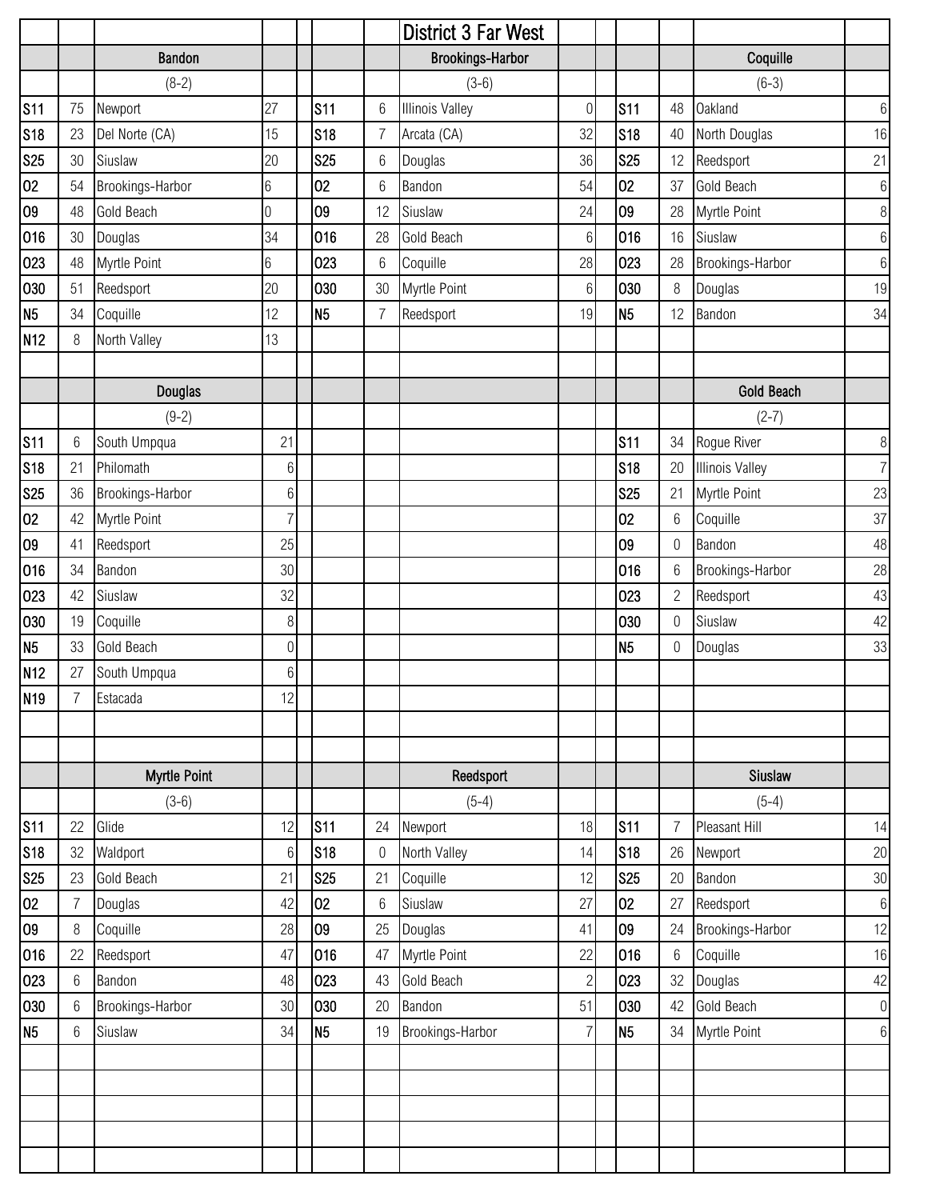# District 3 Far West

## Bandon

(8-2)

| Date | Score | Opponent | Opp Score |
|---|---|---|---|
| S11 | 75 | Newport | 27 |
| S18 | 23 | Del Norte (CA) | 15 |
| S25 | 30 | Siuslaw | 20 |
| O2 | 54 | Brookings-Harbor | 6 |
| O9 | 48 | Gold Beach | 0 |
| O16 | 30 | Douglas | 34 |
| O23 | 48 | Myrtle Point | 6 |
| O30 | 51 | Reedsport | 20 |
| N5 | 34 | Coquille | 12 |
| N12 | 8 | North Valley | 13 |

## Brookings-Harbor

(3-6)

| Date | Score | Opponent | Opp Score |
|---|---|---|---|
| S11 | 6 | Illinois Valley | 0 |
| S18 | 7 | Arcata (CA) | 32 |
| S25 | 6 | Douglas | 36 |
| O2 | 6 | Bandon | 54 |
| O9 | 12 | Siuslaw | 24 |
| O16 | 28 | Gold Beach | 6 |
| O23 | 6 | Coquille | 28 |
| O30 | 30 | Myrtle Point | 6 |
| N5 | 7 | Reedsport | 19 |

## Coquille

(6-3)

| Date | Score | Opponent | Opp Score |
|---|---|---|---|
| S11 | 48 | Oakland | 6 |
| S18 | 40 | North Douglas | 16 |
| S25 | 12 | Reedsport | 21 |
| O2 | 37 | Gold Beach | 6 |
| O9 | 28 | Myrtle Point | 8 |
| O16 | 16 | Siuslaw | 6 |
| O23 | 28 | Brookings-Harbor | 6 |
| O30 | 8 | Douglas | 19 |
| N5 | 12 | Bandon | 34 |

## Douglas

(9-2)

| Date | Score | Opponent | Opp Score |
|---|---|---|---|
| S11 | 6 | South Umpqua | 21 |
| S18 | 21 | Philomath | 6 |
| S25 | 36 | Brookings-Harbor | 6 |
| O2 | 42 | Myrtle Point | 7 |
| O9 | 41 | Reedsport | 25 |
| O16 | 34 | Bandon | 30 |
| O23 | 42 | Siuslaw | 32 |
| O30 | 19 | Coquille | 8 |
| N5 | 33 | Gold Beach | 0 |
| N12 | 27 | South Umpqua | 6 |
| N19 | 7 | Estacada | 12 |

## Gold Beach

(2-7)

| Date | Score | Opponent | Opp Score |
|---|---|---|---|
| S11 | 34 | Rogue River | 8 |
| S18 | 20 | Illinois Valley | 7 |
| S25 | 21 | Myrtle Point | 23 |
| O2 | 6 | Coquille | 37 |
| O9 | 0 | Bandon | 48 |
| O16 | 6 | Brookings-Harbor | 28 |
| O23 | 2 | Reedsport | 43 |
| O30 | 0 | Siuslaw | 42 |
| N5 | 0 | Douglas | 33 |

## Myrtle Point

(3-6)

| Date | Score | Opponent | Opp Score |
|---|---|---|---|
| S11 | 22 | Glide | 12 |
| S18 | 32 | Waldport | 6 |
| S25 | 23 | Gold Beach | 21 |
| O2 | 7 | Douglas | 42 |
| O9 | 8 | Coquille | 28 |
| O16 | 22 | Reedsport | 47 |
| O23 | 6 | Bandon | 48 |
| O30 | 6 | Brookings-Harbor | 30 |
| N5 | 6 | Siuslaw | 34 |

## Reedsport

(5-4)

| Date | Score | Opponent | Opp Score |
|---|---|---|---|
| S11 | 24 | Newport | 18 |
| S18 | 0 | North Valley | 14 |
| S25 | 21 | Coquille | 12 |
| O2 | 6 | Siuslaw | 27 |
| O9 | 25 | Douglas | 41 |
| O16 | 47 | Myrtle Point | 22 |
| O23 | 43 | Gold Beach | 2 |
| O30 | 20 | Bandon | 51 |
| N5 | 19 | Brookings-Harbor | 7 |

## Siuslaw

(5-4)

| Date | Score | Opponent | Opp Score |
|---|---|---|---|
| S11 | 7 | Pleasant Hill | 14 |
| S18 | 26 | Newport | 20 |
| S25 | 20 | Bandon | 30 |
| O2 | 27 | Reedsport | 6 |
| O9 | 24 | Brookings-Harbor | 12 |
| O16 | 6 | Coquille | 16 |
| O23 | 32 | Douglas | 42 |
| O30 | 42 | Gold Beach | 0 |
| N5 | 34 | Myrtle Point | 6 |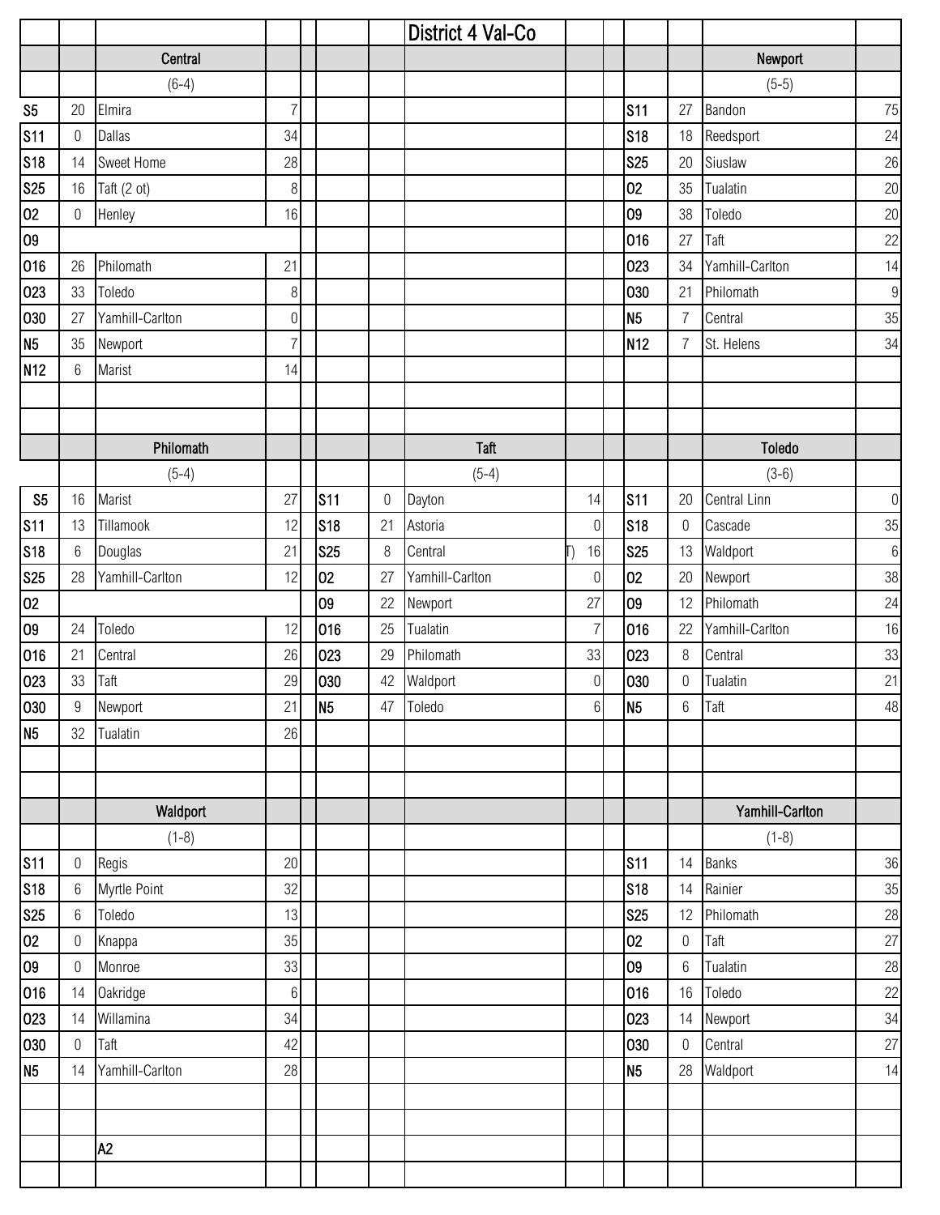# District 4 Val-Co

## Central

(6-4)

| Date | Score | Opponent | Opp Score |
|---|---|---|---|
| S5 | 20 | Elmira | 7 |
| S11 | 0 | Dallas | 34 |
| S18 | 14 | Sweet Home | 28 |
| S25 | 16 | Taft (2 ot) | 8 |
| O2 | 0 | Henley | 16 |
| O9 | | | |
| O16 | 26 | Philomath | 21 |
| O23 | 33 | Toledo | 8 |
| O30 | 27 | Yamhill-Carlton | 0 |
| N5 | 35 | Newport | 7 |
| N12 | 6 | Marist | 14 |

## Newport

(5-5)

| Date | Score | Opponent | Opp Score |
|---|---|---|---|
| S11 | 27 | Bandon | 75 |
| S18 | 18 | Reedsport | 24 |
| S25 | 20 | Siuslaw | 26 |
| O2 | 35 | Tualatin | 20 |
| O9 | 38 | Toledo | 20 |
| O16 | 27 | Taft | 22 |
| O23 | 34 | Yamhill-Carlton | 14 |
| O30 | 21 | Philomath | 9 |
| N5 | 7 | Central | 35 |
| N12 | 7 | St. Helens | 34 |

## Philomath

(5-4)

| Date | Score | Opponent | Opp Score |
|---|---|---|---|
| S5 | 16 | Marist | 27 |
| S11 | 13 | Tillamook | 12 |
| S18 | 6 | Douglas | 21 |
| S25 | 28 | Yamhill-Carlton | 12 |
| O2 | | | |
| O9 | 24 | Toledo | 12 |
| O16 | 21 | Central | 26 |
| O23 | 33 | Taft | 29 |
| O30 | 9 | Newport | 21 |
| N5 | 32 | Tualatin | 26 |

## Taft

(5-4)

| Date | Score | Opponent | Opp Score |
|---|---|---|---|
| S11 | 0 | Dayton | 14 |
| S18 | 21 | Astoria | 0 |
| S25 | 8 | Central | T) 16 |
| O2 | 27 | Yamhill-Carlton | 0 |
| O9 | 22 | Newport | 27 |
| O16 | 25 | Tualatin | 7 |
| O23 | 29 | Philomath | 33 |
| O30 | 42 | Waldport | 0 |
| N5 | 47 | Toledo | 6 |

## Toledo

(3-6)

| Date | Score | Opponent | Opp Score |
|---|---|---|---|
| S11 | 20 | Central Linn | 0 |
| S18 | 0 | Cascade | 35 |
| S25 | 13 | Waldport | 6 |
| O2 | 20 | Newport | 38 |
| O9 | 12 | Philomath | 24 |
| O16 | 22 | Yamhill-Carlton | 16 |
| O23 | 8 | Central | 33 |
| O30 | 0 | Tualatin | 21 |
| N5 | 6 | Taft | 48 |

## Waldport

(1-8)

| Date | Score | Opponent | Opp Score |
|---|---|---|---|
| S11 | 0 | Regis | 20 |
| S18 | 6 | Myrtle Point | 32 |
| S25 | 6 | Toledo | 13 |
| O2 | 0 | Knappa | 35 |
| O9 | 0 | Monroe | 33 |
| O16 | 14 | Oakridge | 6 |
| O23 | 14 | Willamina | 34 |
| O30 | 0 | Taft | 42 |
| N5 | 14 | Yamhill-Carlton | 28 |

## Yamhill-Carlton

(1-8)

| Date | Score | Opponent | Opp Score |
|---|---|---|---|
| S11 | 14 | Banks | 36 |
| S18 | 14 | Rainier | 35 |
| S25 | 12 | Philomath | 28 |
| O2 | 0 | Taft | 27 |
| O9 | 6 | Tualatin | 28 |
| O16 | 16 | Toledo | 22 |
| O23 | 14 | Newport | 34 |
| O30 | 0 | Central | 27 |
| N5 | 28 | Waldport | 14 |

A2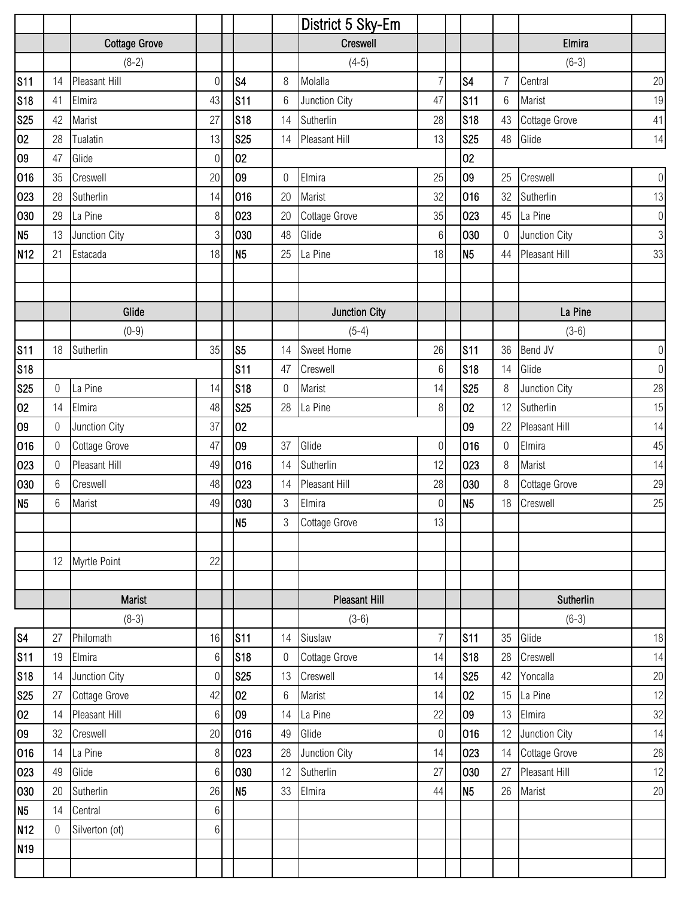# District 5 Sky-Em

## Cottage Grove

(8-2)

| Date | CG | Opponent | Opp |
|---|---|---|---|
| S11 | 14 | Pleasant Hill | 0 |
| S18 | 41 | Elmira | 43 |
| S25 | 42 | Marist | 27 |
| O2 | 28 | Tualatin | 13 |
| O9 | 47 | Glide | 0 |
| O16 | 35 | Creswell | 20 |
| O23 | 28 | Sutherlin | 14 |
| O30 | 29 | La Pine | 8 |
| N5 | 13 | Junction City | 3 |
| N12 | 21 | Estacada | 18 |

## Creswell

(4-5)

| Date | Creswell | Opponent | Opp |
|---|---|---|---|
| S4 | 8 | Molalla | 7 |
| S11 | 6 | Junction City | 47 |
| S18 | 14 | Sutherlin | 28 |
| S25 | 14 | Pleasant Hill | 13 |
| O2 | | | |
| O9 | 0 | Elmira | 25 |
| O16 | 20 | Marist | 32 |
| O23 | 20 | Cottage Grove | 35 |
| O30 | 48 | Glide | 6 |
| N5 | 25 | La Pine | 18 |

## Elmira

(6-3)

| Date | Elmira | Opponent | Opp |
|---|---|---|---|
| S4 | 7 | Central | 20 |
| S11 | 6 | Marist | 19 |
| S18 | 43 | Cottage Grove | 41 |
| S25 | 48 | Glide | 14 |
| O2 | | | |
| O9 | 25 | Creswell | 0 |
| O16 | 32 | Sutherlin | 13 |
| O23 | 45 | La Pine | 0 |
| O30 | 0 | Junction City | 3 |
| N5 | 44 | Pleasant Hill | 33 |

## Glide

(0-9)

| Date | Glide | Opponent | Opp |
|---|---|---|---|
| S11 | 18 | Sutherlin | 35 |
| S18 | | | |
| S25 | 0 | La Pine | 14 |
| O2 | 14 | Elmira | 48 |
| O9 | 0 | Junction City | 37 |
| O16 | 0 | Cottage Grove | 47 |
| O23 | 0 | Pleasant Hill | 49 |
| O30 | 6 | Creswell | 48 |
| N5 | 6 | Marist | 49 |
| | 12 | Myrtle Point | 22 |

## Junction City

(5-4)

| Date | JC | Opponent | Opp |
|---|---|---|---|
| S5 | 14 | Sweet Home | 26 |
| S11 | 47 | Creswell | 6 |
| S18 | 0 | Marist | 14 |
| S25 | 28 | La Pine | 8 |
| O2 | | | |
| O9 | 37 | Glide | 0 |
| O16 | 14 | Sutherlin | 12 |
| O23 | 14 | Pleasant Hill | 28 |
| O30 | 3 | Elmira | 0 |
| N5 | 3 | Cottage Grove | 13 |

## La Pine

(3-6)

| Date | La Pine | Opponent | Opp |
|---|---|---|---|
| S11 | 36 | Bend JV | 0 |
| S18 | 14 | Glide | 0 |
| S25 | 8 | Junction City | 28 |
| O2 | 12 | Sutherlin | 15 |
| O9 | 22 | Pleasant Hill | 14 |
| O16 | 0 | Elmira | 45 |
| O23 | 8 | Marist | 14 |
| O30 | 8 | Cottage Grove | 29 |
| N5 | 18 | Creswell | 25 |

## Marist

(8-3)

| Date | Marist | Opponent | Opp |
|---|---|---|---|
| S4 | 27 | Philomath | 16 |
| S11 | 19 | Elmira | 6 |
| S18 | 14 | Junction City | 0 |
| S25 | 27 | Cottage Grove | 42 |
| O2 | 14 | Pleasant Hill | 6 |
| O9 | 32 | Creswell | 20 |
| O16 | 14 | La Pine | 8 |
| O23 | 49 | Glide | 6 |
| O30 | 20 | Sutherlin | 26 |
| N5 | 14 | Central | 6 |
| N12 | 0 | Silverton (ot) | 6 |
| N19 | | | |

## Pleasant Hill

(3-6)

| Date | PH | Opponent | Opp |
|---|---|---|---|
| S11 | 14 | Siuslaw | 7 |
| S18 | 0 | Cottage Grove | 14 |
| S25 | 13 | Creswell | 14 |
| O2 | 6 | Marist | 14 |
| O9 | 14 | La Pine | 22 |
| O16 | 49 | Glide | 0 |
| O23 | 28 | Junction City | 14 |
| O30 | 12 | Sutherlin | 27 |
| N5 | 33 | Elmira | 44 |

## Sutherlin

(6-3)

| Date | Sutherlin | Opponent | Opp |
|---|---|---|---|
| S11 | 35 | Glide | 18 |
| S18 | 28 | Creswell | 14 |
| S25 | 42 | Yoncalla | 20 |
| O2 | 15 | La Pine | 12 |
| O9 | 13 | Elmira | 32 |
| O16 | 12 | Junction City | 14 |
| O23 | 14 | Cottage Grove | 28 |
| O30 | 27 | Pleasant Hill | 12 |
| N5 | 26 | Marist | 20 |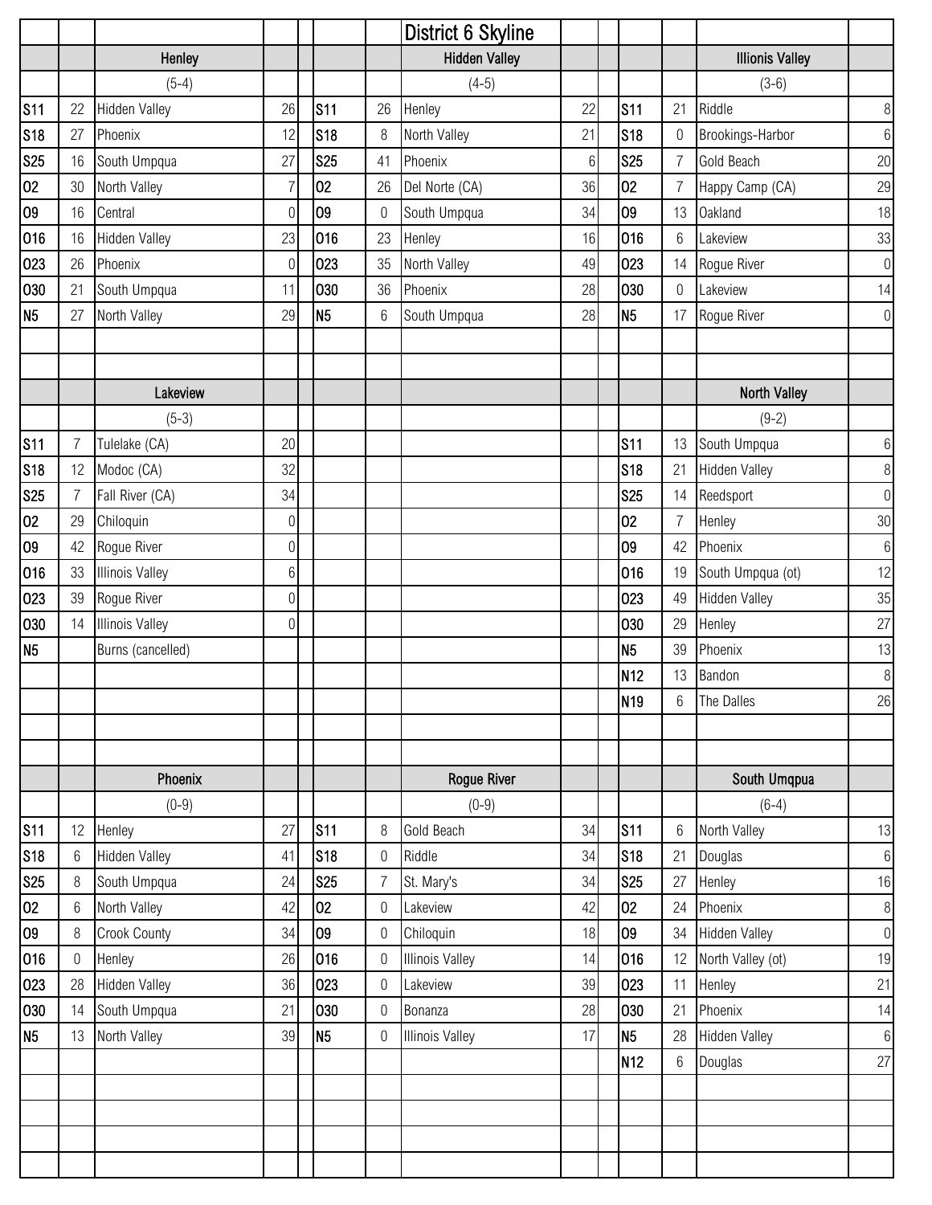# District 6 Skyline

## Henley

(5-4)

| Date | Score | Opponent | Opp |
|---|---|---|---|
| S11 | 22 | Hidden Valley | 26 |
| S18 | 27 | Phoenix | 12 |
| S25 | 16 | South Umpqua | 27 |
| O2 | 30 | North Valley | 7 |
| O9 | 16 | Central | 0 |
| O16 | 16 | Hidden Valley | 23 |
| O23 | 26 | Phoenix | 0 |
| O30 | 21 | South Umpqua | 11 |
| N5 | 27 | North Valley | 29 |

## Hidden Valley

(4-5)

| Date | Score | Opponent | Opp |
|---|---|---|---|
| S11 | 26 | Henley | 22 |
| S18 | 8 | North Valley | 21 |
| S25 | 41 | Phoenix | 6 |
| O2 | 26 | Del Norte (CA) | 36 |
| O9 | 0 | South Umpqua | 34 |
| O16 | 23 | Henley | 16 |
| O23 | 35 | North Valley | 49 |
| O30 | 36 | Phoenix | 28 |
| N5 | 6 | South Umpqua | 28 |

## Illionis Valley

(3-6)

| Date | Score | Opponent | Opp |
|---|---|---|---|
| S11 | 21 | Riddle | 8 |
| S18 | 0 | Brookings-Harbor | 6 |
| S25 | 7 | Gold Beach | 20 |
| O2 | 7 | Happy Camp (CA) | 29 |
| O9 | 13 | Oakland | 18 |
| O16 | 6 | Lakeview | 33 |
| O23 | 14 | Rogue River | 0 |
| O30 | 0 | Lakeview | 14 |
| N5 | 17 | Rogue River | 0 |

## Lakeview

(5-3)

| Date | Score | Opponent | Opp |
|---|---|---|---|
| S11 | 7 | Tulelake (CA) | 20 |
| S18 | 12 | Modoc (CA) | 32 |
| S25 | 7 | Fall River (CA) | 34 |
| O2 | 29 | Chiloquin | 0 |
| O9 | 42 | Rogue River | 0 |
| O16 | 33 | Illinois Valley | 6 |
| O23 | 39 | Rogue River | 0 |
| O30 | 14 | Illinois Valley | 0 |
| N5 | | Burns (cancelled) | |

## North Valley

(9-2)

| Date | Score | Opponent | Opp |
|---|---|---|---|
| S11 | 13 | South Umpqua | 6 |
| S18 | 21 | Hidden Valley | 8 |
| S25 | 14 | Reedsport | 0 |
| O2 | 7 | Henley | 30 |
| O9 | 42 | Phoenix | 6 |
| O16 | 19 | South Umpqua (ot) | 12 |
| O23 | 49 | Hidden Valley | 35 |
| O30 | 29 | Henley | 27 |
| N5 | 39 | Phoenix | 13 |
| N12 | 13 | Bandon | 8 |
| N19 | 6 | The Dalles | 26 |

## Phoenix

(0-9)

| Date | Score | Opponent | Opp |
|---|---|---|---|
| S11 | 12 | Henley | 27 |
| S18 | 6 | Hidden Valley | 41 |
| S25 | 8 | South Umpqua | 24 |
| O2 | 6 | North Valley | 42 |
| O9 | 8 | Crook County | 34 |
| O16 | 0 | Henley | 26 |
| O23 | 28 | Hidden Valley | 36 |
| O30 | 14 | South Umpqua | 21 |
| N5 | 13 | North Valley | 39 |

## Rogue River

(0-9)

| Date | Score | Opponent | Opp |
|---|---|---|---|
| S11 | 8 | Gold Beach | 34 |
| S18 | 0 | Riddle | 34 |
| S25 | 7 | St. Mary's | 34 |
| O2 | 0 | Lakeview | 42 |
| O9 | 0 | Chiloquin | 18 |
| O16 | 0 | Illinois Valley | 14 |
| O23 | 0 | Lakeview | 39 |
| O30 | 0 | Bonanza | 28 |
| N5 | 0 | Illinois Valley | 17 |

## South Umqpua

(6-4)

| Date | Score | Opponent | Opp |
|---|---|---|---|
| S11 | 6 | North Valley | 13 |
| S18 | 21 | Douglas | 6 |
| S25 | 27 | Henley | 16 |
| O2 | 24 | Phoenix | 8 |
| O9 | 34 | Hidden Valley | 0 |
| O16 | 12 | North Valley (ot) | 19 |
| O23 | 11 | Henley | 21 |
| O30 | 21 | Phoenix | 14 |
| N5 | 28 | Hidden Valley | 6 |
| N12 | 6 | Douglas | 27 |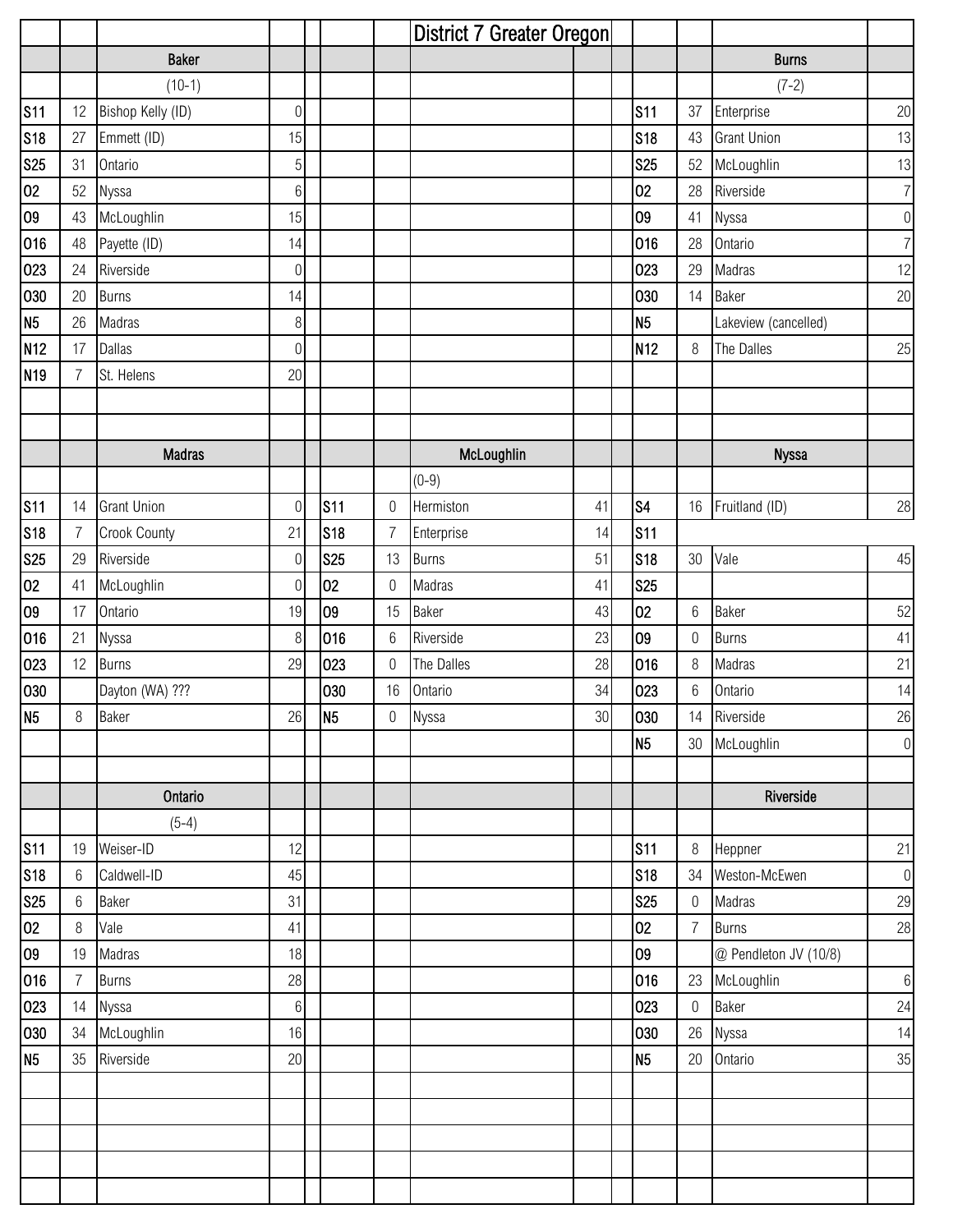# District 7 Greater Oregon

## Baker

(10-1)

| Date | Score | Opponent | Opp |
|---|---|---|---|
| S11 | 12 | Bishop Kelly (ID) | 0 |
| S18 | 27 | Emmett (ID) | 15 |
| S25 | 31 | Ontario | 5 |
| O2 | 52 | Nyssa | 6 |
| O9 | 43 | McLoughlin | 15 |
| O16 | 48 | Payette (ID) | 14 |
| O23 | 24 | Riverside | 0 |
| O30 | 20 | Burns | 14 |
| N5 | 26 | Madras | 8 |
| N12 | 17 | Dallas | 0 |
| N19 | 7 | St. Helens | 20 |

## Burns

(7-2)

| Date | Score | Opponent | Opp |
|---|---|---|---|
| S11 | 37 | Enterprise | 20 |
| S18 | 43 | Grant Union | 13 |
| S25 | 52 | McLoughlin | 13 |
| O2 | 28 | Riverside | 7 |
| O9 | 41 | Nyssa | 0 |
| O16 | 28 | Ontario | 7 |
| O23 | 29 | Madras | 12 |
| O30 | 14 | Baker | 20 |
| N5 | | Lakeview (cancelled) | |
| N12 | 8 | The Dalles | 25 |

## Madras

| Date | Score | Opponent | Opp |
|---|---|---|---|
| S11 | 14 | Grant Union | 0 |
| S18 | 7 | Crook County | 21 |
| S25 | 29 | Riverside | 0 |
| O2 | 41 | McLoughlin | 0 |
| O9 | 17 | Ontario | 19 |
| O16 | 21 | Nyssa | 8 |
| O23 | 12 | Burns | 29 |
| O30 | | Dayton (WA) ??? | |
| N5 | 8 | Baker | 26 |

## McLoughlin

(0-9)

| Date | Score | Opponent | Opp |
|---|---|---|---|
| S11 | 0 | Hermiston | 41 |
| S18 | 7 | Enterprise | 14 |
| S25 | 13 | Burns | 51 |
| O2 | 0 | Madras | 41 |
| O9 | 15 | Baker | 43 |
| O16 | 6 | Riverside | 23 |
| O23 | 0 | The Dalles | 28 |
| O30 | 16 | Ontario | 34 |
| N5 | 0 | Nyssa | 30 |

## Nyssa

| Date | Score | Opponent | Opp |
|---|---|---|---|
| S4 | 16 | Fruitland (ID) | 28 |
| S11 | | | |
| S18 | 30 | Vale | 45 |
| S25 | | | |
| O2 | 6 | Baker | 52 |
| O9 | 0 | Burns | 41 |
| O16 | 8 | Madras | 21 |
| O23 | 6 | Ontario | 14 |
| O30 | 14 | Riverside | 26 |
| N5 | 30 | McLoughlin | 0 |

## Ontario

(5-4)

| Date | Score | Opponent | Opp |
|---|---|---|---|
| S11 | 19 | Weiser-ID | 12 |
| S18 | 6 | Caldwell-ID | 45 |
| S25 | 6 | Baker | 31 |
| O2 | 8 | Vale | 41 |
| O9 | 19 | Madras | 18 |
| O16 | 7 | Burns | 28 |
| O23 | 14 | Nyssa | 6 |
| O30 | 34 | McLoughlin | 16 |
| N5 | 35 | Riverside | 20 |

## Riverside

| Date | Score | Opponent | Opp |
|---|---|---|---|
| S11 | 8 | Heppner | 21 |
| S18 | 34 | Weston-McEwen | 0 |
| S25 | 0 | Madras | 29 |
| O2 | 7 | Burns | 28 |
| O9 | | @ Pendleton JV (10/8) | |
| O16 | 23 | McLoughlin | 6 |
| O23 | 0 | Baker | 24 |
| O30 | 26 | Nyssa | 14 |
| N5 | 20 | Ontario | 35 |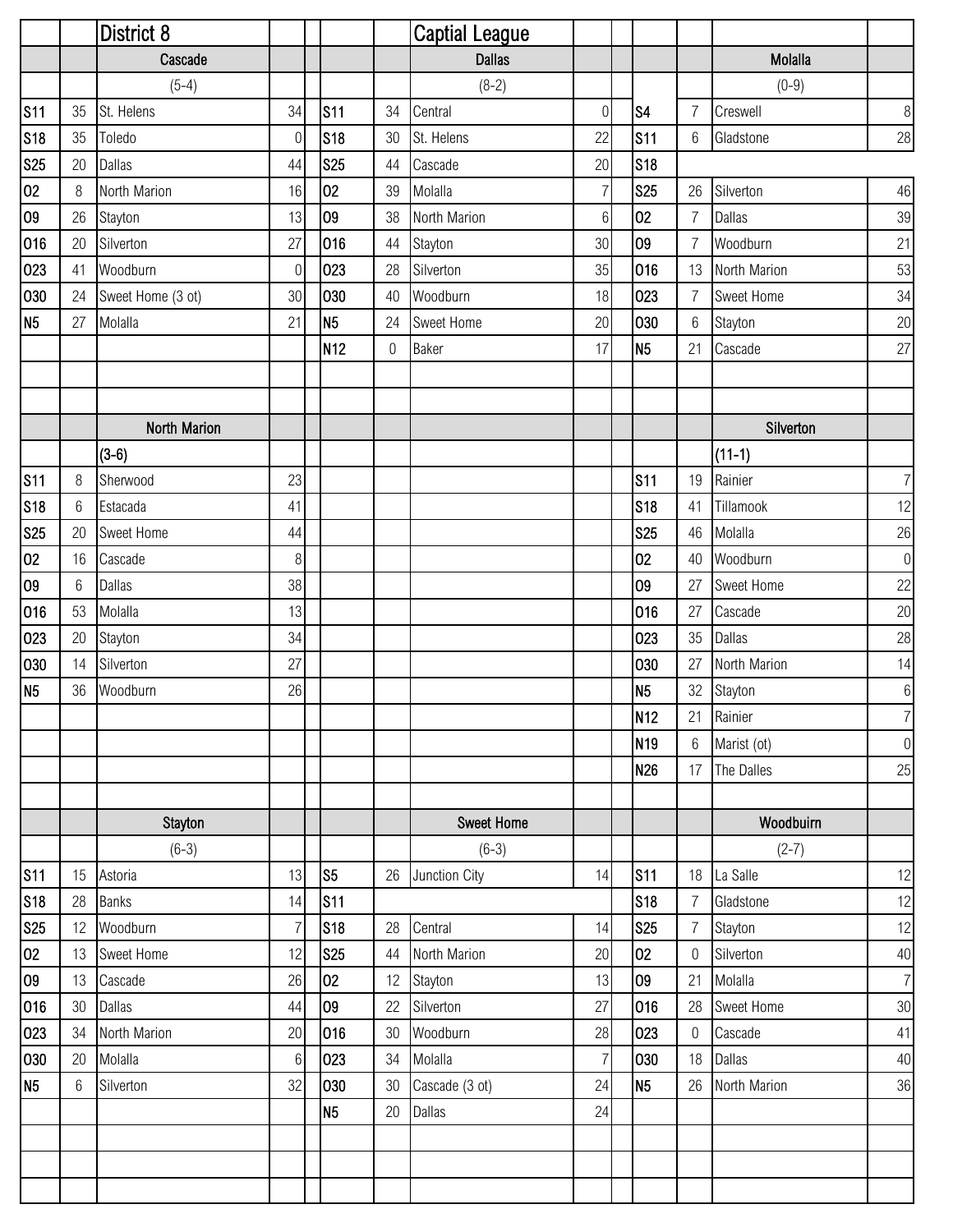## District 8

## Captial League

### Cascade

(5-4)

| | | | |
|---|---|---|---|
| S11 | 35 | St. Helens | 34 |
| S18 | 35 | Toledo | 0 |
| S25 | 20 | Dallas | 44 |
| O2 | 8 | North Marion | 16 |
| O9 | 26 | Stayton | 13 |
| O16 | 20 | Silverton | 27 |
| O23 | 41 | Woodburn | 0 |
| O30 | 24 | Sweet Home (3 ot) | 30 |
| N5 | 27 | Molalla | 21 |

### Dallas

(8-2)

| | | | |
|---|---|---|---|
| S11 | 34 | Central | 0 |
| S18 | 30 | St. Helens | 22 |
| S25 | 44 | Cascade | 20 |
| O2 | 39 | Molalla | 7 |
| O9 | 38 | North Marion | 6 |
| O16 | 44 | Stayton | 30 |
| O23 | 28 | Silverton | 35 |
| O30 | 40 | Woodburn | 18 |
| N5 | 24 | Sweet Home | 20 |
| N12 | 0 | Baker | 17 |

### Molalla

(0-9)

| | | | |
|---|---|---|---|
| S4 | 7 | Creswell | 8 |
| S11 | 6 | Gladstone | 28 |
| S18 | | | |
| S25 | 26 | Silverton | 46 |
| O2 | 7 | Dallas | 39 |
| O9 | 7 | Woodburn | 21 |
| O16 | 13 | North Marion | 53 |
| O23 | 7 | Sweet Home | 34 |
| O30 | 6 | Stayton | 20 |
| N5 | 21 | Cascade | 27 |

### North Marion

(3-6)

| | | | |
|---|---|---|---|
| S11 | 8 | Sherwood | 23 |
| S18 | 6 | Estacada | 41 |
| S25 | 20 | Sweet Home | 44 |
| O2 | 16 | Cascade | 8 |
| O9 | 6 | Dallas | 38 |
| O16 | 53 | Molalla | 13 |
| O23 | 20 | Stayton | 34 |
| O30 | 14 | Silverton | 27 |
| N5 | 36 | Woodburn | 26 |

### Silverton

(11-1)

| | | | |
|---|---|---|---|
| S11 | 19 | Rainier | 7 |
| S18 | 41 | Tillamook | 12 |
| S25 | 46 | Molalla | 26 |
| O2 | 40 | Woodburn | 0 |
| O9 | 27 | Sweet Home | 22 |
| O16 | 27 | Cascade | 20 |
| O23 | 35 | Dallas | 28 |
| O30 | 27 | North Marion | 14 |
| N5 | 32 | Stayton | 6 |
| N12 | 21 | Rainier | 7 |
| N19 | 6 | Marist (ot) | 0 |
| N26 | 17 | The Dalles | 25 |

### Stayton

(6-3)

| | | | |
|---|---|---|---|
| S11 | 15 | Astoria | 13 |
| S18 | 28 | Banks | 14 |
| S25 | 12 | Woodburn | 7 |
| O2 | 13 | Sweet Home | 12 |
| O9 | 13 | Cascade | 26 |
| O16 | 30 | Dallas | 44 |
| O23 | 34 | North Marion | 20 |
| O30 | 20 | Molalla | 6 |
| N5 | 6 | Silverton | 32 |

### Sweet Home

(6-3)

| | | | |
|---|---|---|---|
| S5 | 26 | Junction City | 14 |
| S11 | | | |
| S18 | 28 | Central | 14 |
| S25 | 44 | North Marion | 20 |
| O2 | 12 | Stayton | 13 |
| O9 | 22 | Silverton | 27 |
| O16 | 30 | Woodburn | 28 |
| O23 | 34 | Molalla | 7 |
| O30 | 30 | Cascade (3 ot) | 24 |
| N5 | 20 | Dallas | 24 |

### Woodbuirn

(2-7)

| | | | |
|---|---|---|---|
| S11 | 18 | La Salle | 12 |
| S18 | 7 | Gladstone | 12 |
| S25 | 7 | Stayton | 12 |
| O2 | 0 | Silverton | 40 |
| O9 | 21 | Molalla | 7 |
| O16 | 28 | Sweet Home | 30 |
| O23 | 0 | Cascade | 41 |
| O30 | 18 | Dallas | 40 |
| N5 | 26 | North Marion | 36 |